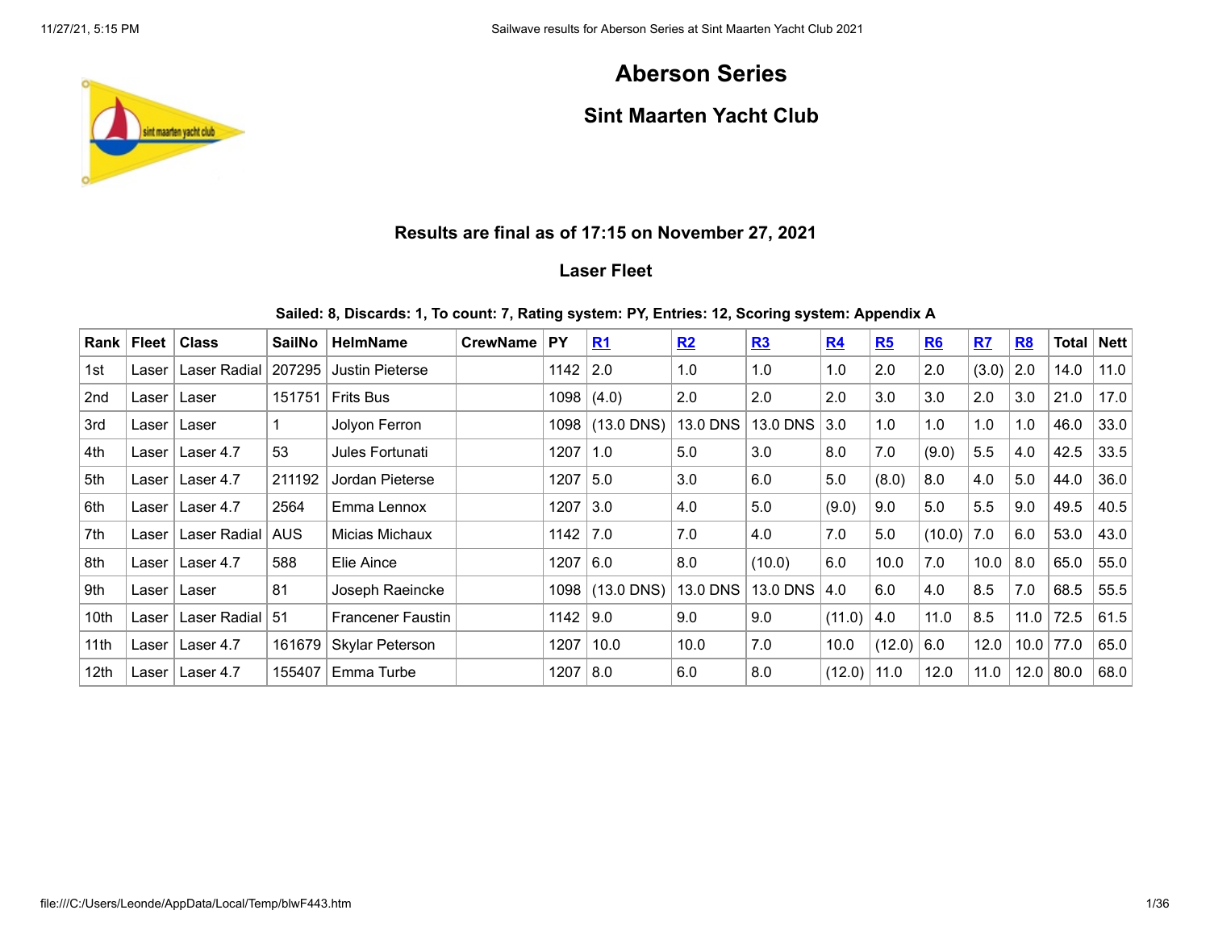# Aberson Series

## Sint Maarten Yacht Club

### Results are final as of 17:15 on November 27, 2021

### Laser Fleet

**Sailed: 8, Discards: 1, To count: 7, Rating system: PY, Entries: 12, Scoring system: Appendix A**

| Rank | Fleet | Class | SailNo | HelmName | CrewName | PY | R1 | R2 | R3 | R4 | R5 | R6 | R7 | R8 | Total | Nett |
|---|---|---|---|---|---|---|---|---|---|---|---|---|---|---|---|---|
| 1st | Laser | Laser Radial | 207295 | Justin Pieterse | | 1142 | 2.0 | 1.0 | 1.0 | 1.0 | 2.0 | 2.0 | (3.0) | 2.0 | 14.0 | 11.0 |
| 2nd | Laser | Laser | 151751 | Frits Bus | | 1098 | (4.0) | 2.0 | 2.0 | 2.0 | 3.0 | 3.0 | 2.0 | 3.0 | 21.0 | 17.0 |
| 3rd | Laser | Laser | 1 | Jolyon Ferron | | 1098 | (13.0 DNS) | 13.0 DNS | 13.0 DNS | 3.0 | 1.0 | 1.0 | 1.0 | 1.0 | 46.0 | 33.0 |
| 4th | Laser | Laser 4.7 | 53 | Jules Fortunati | | 1207 | 1.0 | 5.0 | 3.0 | 8.0 | 7.0 | (9.0) | 5.5 | 4.0 | 42.5 | 33.5 |
| 5th | Laser | Laser 4.7 | 211192 | Jordan Pieterse | | 1207 | 5.0 | 3.0 | 6.0 | 5.0 | (8.0) | 8.0 | 4.0 | 5.0 | 44.0 | 36.0 |
| 6th | Laser | Laser 4.7 | 2564 | Emma Lennox | | 1207 | 3.0 | 4.0 | 5.0 | (9.0) | 9.0 | 5.0 | 5.5 | 9.0 | 49.5 | 40.5 |
| 7th | Laser | Laser Radial | AUS | Micias Michaux | | 1142 | 7.0 | 7.0 | 4.0 | 7.0 | 5.0 | (10.0) | 7.0 | 6.0 | 53.0 | 43.0 |
| 8th | Laser | Laser 4.7 | 588 | Elie Aince | | 1207 | 6.0 | 8.0 | (10.0) | 6.0 | 10.0 | 7.0 | 10.0 | 8.0 | 65.0 | 55.0 |
| 9th | Laser | Laser | 81 | Joseph Raeincke | | 1098 | (13.0 DNS) | 13.0 DNS | 13.0 DNS | 4.0 | 6.0 | 4.0 | 8.5 | 7.0 | 68.5 | 55.5 |
| 10th | Laser | Laser Radial | 51 | Francener Faustin | | 1142 | 9.0 | 9.0 | 9.0 | (11.0) | 4.0 | 11.0 | 8.5 | 11.0 | 72.5 | 61.5 |
| 11th | Laser | Laser 4.7 | 161679 | Skylar Peterson | | 1207 | 10.0 | 10.0 | 7.0 | 10.0 | (12.0) | 6.0 | 12.0 | 10.0 | 77.0 | 65.0 |
| 12th | Laser | Laser 4.7 | 155407 | Emma Turbe | | 1207 | 8.0 | 6.0 | 8.0 | (12.0) | 11.0 | 12.0 | 11.0 | 12.0 | 80.0 | 68.0 |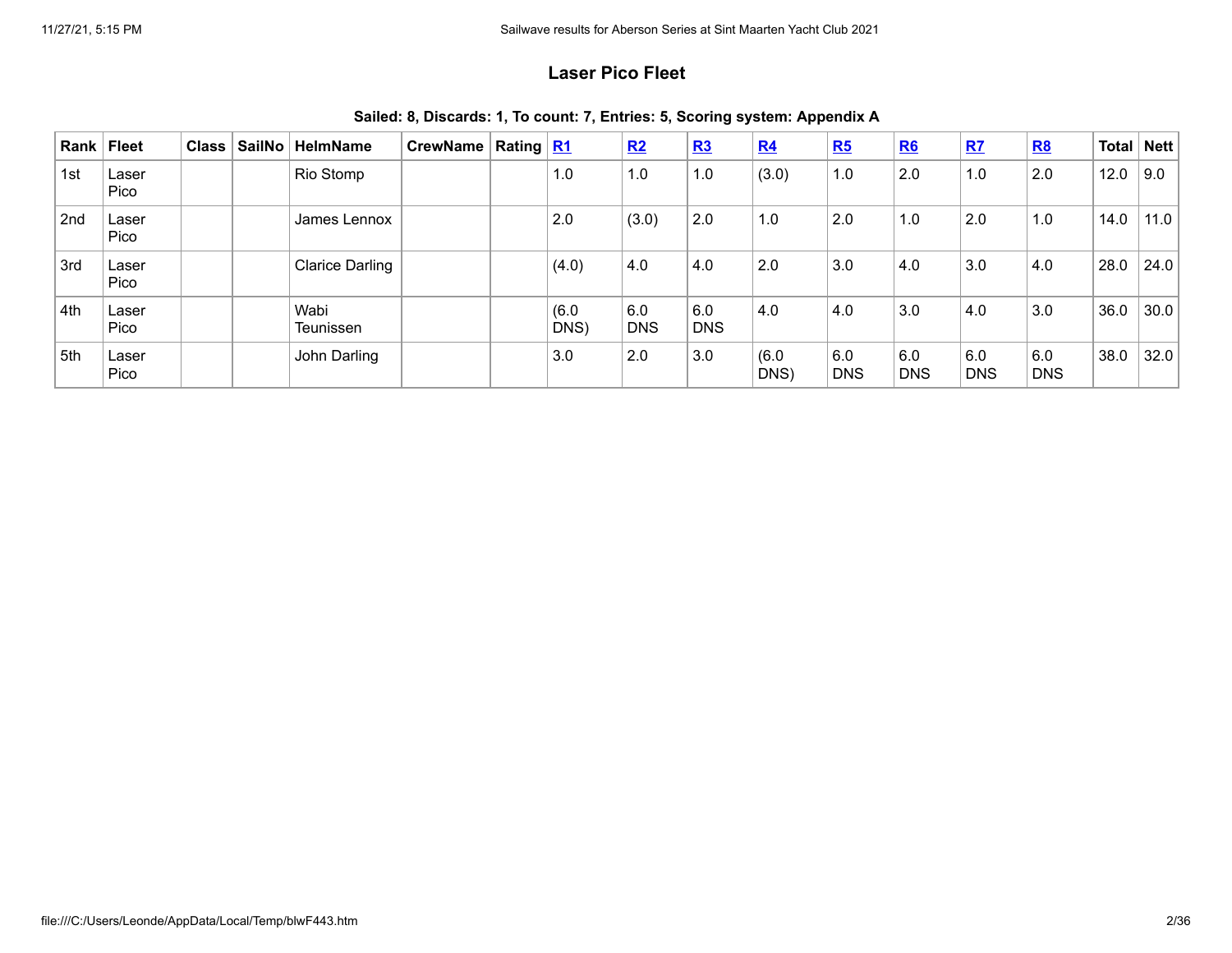## Laser Pico Fleet

**Sailed: 8, Discards: 1, To count: 7, Entries: 5, Scoring system: Appendix A**

| Rank | Fleet | Class | SailNo | HelmName | CrewName | Rating | R1 | R2 | R3 | R4 | R5 | R6 | R7 | R8 | Total | Nett |
|---|---|---|---|---|---|---|---|---|---|---|---|---|---|---|---|---|
| 1st | Laser Pico | | | Rio Stomp | | | 1.0 | 1.0 | 1.0 | (3.0) | 1.0 | 2.0 | 1.0 | 2.0 | 12.0 | 9.0 |
| 2nd | Laser Pico | | | James Lennox | | | 2.0 | (3.0) | 2.0 | 1.0 | 2.0 | 1.0 | 2.0 | 1.0 | 14.0 | 11.0 |
| 3rd | Laser Pico | | | Clarice Darling | | | (4.0) | 4.0 | 4.0 | 2.0 | 3.0 | 4.0 | 3.0 | 4.0 | 28.0 | 24.0 |
| 4th | Laser Pico | | | Wabi Teunissen | | | (6.0 DNS) | 6.0 DNS | 6.0 DNS | 4.0 | 4.0 | 3.0 | 4.0 | 3.0 | 36.0 | 30.0 |
| 5th | Laser Pico | | | John Darling | | | 3.0 | 2.0 | 3.0 | (6.0 DNS) | 6.0 DNS | 6.0 DNS | 6.0 DNS | 6.0 DNS | 38.0 | 32.0 |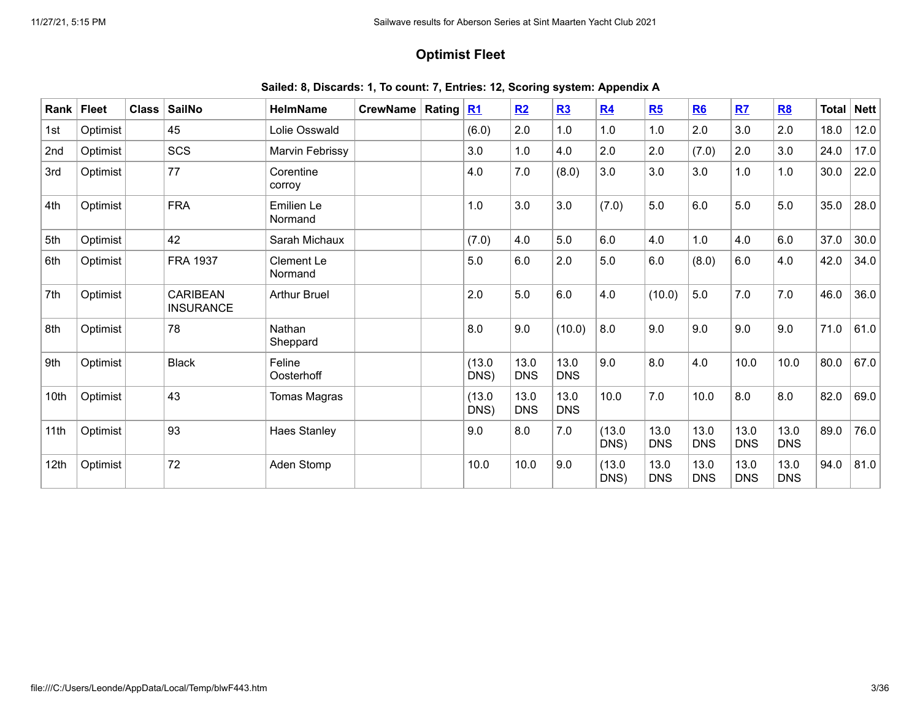## Optimist Fleet

**Sailed: 8, Discards: 1, To count: 7, Entries: 12, Scoring system: Appendix A**

| Rank | Fleet | Class | SailNo | HelmName | CrewName | Rating | R1 | R2 | R3 | R4 | R5 | R6 | R7 | R8 | Total | Nett |
|---|---|---|---|---|---|---|---|---|---|---|---|---|---|---|---|---|
| 1st | Optimist | | 45 | Lolie Osswald | | | (6.0) | 2.0 | 1.0 | 1.0 | 1.0 | 2.0 | 3.0 | 2.0 | 18.0 | 12.0 |
| 2nd | Optimist | | SCS | Marvin Febrissy | | | 3.0 | 1.0 | 4.0 | 2.0 | 2.0 | (7.0) | 2.0 | 3.0 | 24.0 | 17.0 |
| 3rd | Optimist | | 77 | Corentine corroy | | | 4.0 | 7.0 | (8.0) | 3.0 | 3.0 | 3.0 | 1.0 | 1.0 | 30.0 | 22.0 |
| 4th | Optimist | | FRA | Emilien Le Normand | | | 1.0 | 3.0 | 3.0 | (7.0) | 5.0 | 6.0 | 5.0 | 5.0 | 35.0 | 28.0 |
| 5th | Optimist | | 42 | Sarah Michaux | | | (7.0) | 4.0 | 5.0 | 6.0 | 4.0 | 1.0 | 4.0 | 6.0 | 37.0 | 30.0 |
| 6th | Optimist | | FRA 1937 | Clement Le Normand | | | 5.0 | 6.0 | 2.0 | 5.0 | 6.0 | (8.0) | 6.0 | 4.0 | 42.0 | 34.0 |
| 7th | Optimist | | CARIBEAN INSURANCE | Arthur Bruel | | | 2.0 | 5.0 | 6.0 | 4.0 | (10.0) | 5.0 | 7.0 | 7.0 | 46.0 | 36.0 |
| 8th | Optimist | | 78 | Nathan Sheppard | | | 8.0 | 9.0 | (10.0) | 8.0 | 9.0 | 9.0 | 9.0 | 9.0 | 71.0 | 61.0 |
| 9th | Optimist | | Black | Feline Oosterhoff | | | (13.0 DNS) | 13.0 DNS | 13.0 DNS | 9.0 | 8.0 | 4.0 | 10.0 | 10.0 | 80.0 | 67.0 |
| 10th | Optimist | | 43 | Tomas Magras | | | (13.0 DNS) | 13.0 DNS | 13.0 DNS | 10.0 | 7.0 | 10.0 | 8.0 | 8.0 | 82.0 | 69.0 |
| 11th | Optimist | | 93 | Haes Stanley | | | 9.0 | 8.0 | 7.0 | (13.0 DNS) | 13.0 DNS | 13.0 DNS | 13.0 DNS | 13.0 DNS | 89.0 | 76.0 |
| 12th | Optimist | | 72 | Aden Stomp | | | 10.0 | 10.0 | 9.0 | (13.0 DNS) | 13.0 DNS | 13.0 DNS | 13.0 DNS | 13.0 DNS | 94.0 | 81.0 |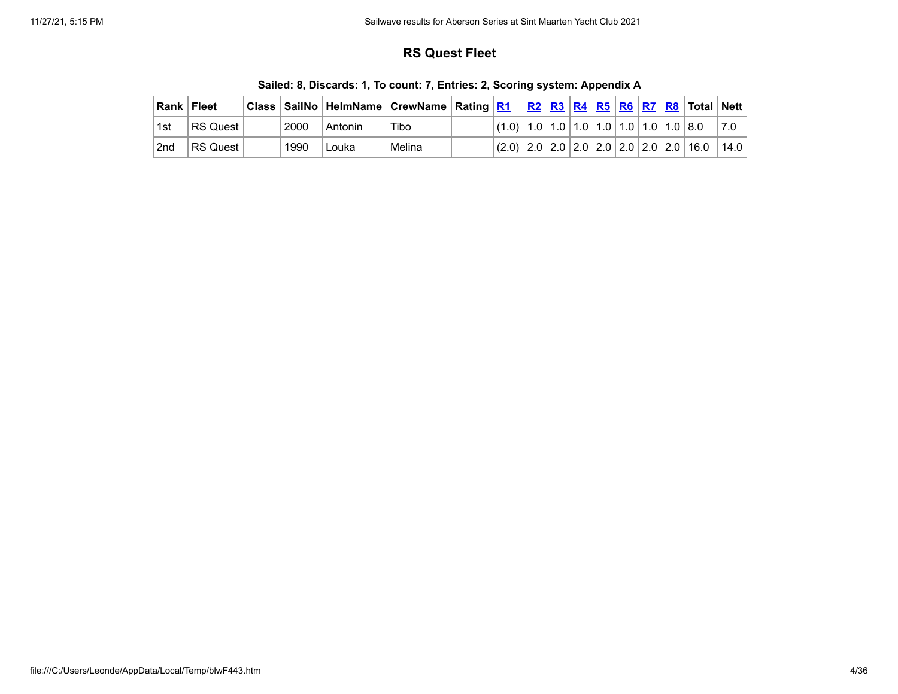## RS Quest Fleet

**Sailed: 8, Discards: 1, To count: 7, Entries: 2, Scoring system: Appendix A**

| Rank | Fleet | Class | SailNo | HelmName | CrewName | Rating | R1 | R2 | R3 | R4 | R5 | R6 | R7 | R8 | Total | Nett |
|---|---|---|---|---|---|---|---|---|---|---|---|---|---|---|---|---|
| 1st | RS Quest | | 2000 | Antonin | Tibo | | (1.0) | 1.0 | 1.0 | 1.0 | 1.0 | 1.0 | 1.0 | 1.0 | 8.0 | 7.0 |
| 2nd | RS Quest | | 1990 | Louka | Melina | | (2.0) | 2.0 | 2.0 | 2.0 | 2.0 | 2.0 | 2.0 | 2.0 | 16.0 | 14.0 |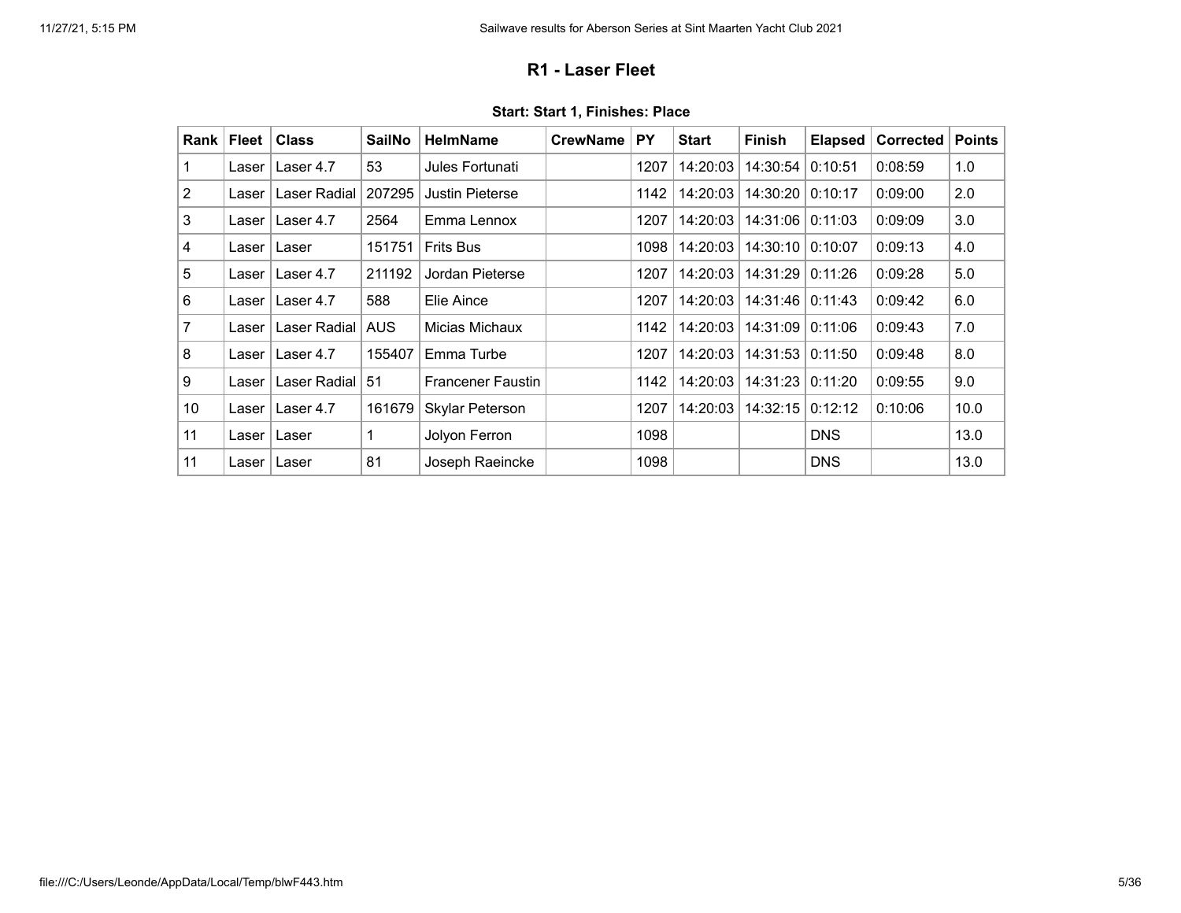### R1 - Laser Fleet

**Start: Start 1, Finishes: Place**

| Rank | Fleet | Class | SailNo | HelmName | CrewName | PY | Start | Finish | Elapsed | Corrected | Points |
|---|---|---|---|---|---|---|---|---|---|---|---|
| 1 | Laser | Laser 4.7 | 53 | Jules Fortunati | | 1207 | 14:20:03 | 14:30:54 | 0:10:51 | 0:08:59 | 1.0 |
| 2 | Laser | Laser Radial | 207295 | Justin Pieterse | | 1142 | 14:20:03 | 14:30:20 | 0:10:17 | 0:09:00 | 2.0 |
| 3 | Laser | Laser 4.7 | 2564 | Emma Lennox | | 1207 | 14:20:03 | 14:31:06 | 0:11:03 | 0:09:09 | 3.0 |
| 4 | Laser | Laser | 151751 | Frits Bus | | 1098 | 14:20:03 | 14:30:10 | 0:10:07 | 0:09:13 | 4.0 |
| 5 | Laser | Laser 4.7 | 211192 | Jordan Pieterse | | 1207 | 14:20:03 | 14:31:29 | 0:11:26 | 0:09:28 | 5.0 |
| 6 | Laser | Laser 4.7 | 588 | Elie Aince | | 1207 | 14:20:03 | 14:31:46 | 0:11:43 | 0:09:42 | 6.0 |
| 7 | Laser | Laser Radial | AUS | Micias Michaux | | 1142 | 14:20:03 | 14:31:09 | 0:11:06 | 0:09:43 | 7.0 |
| 8 | Laser | Laser 4.7 | 155407 | Emma Turbe | | 1207 | 14:20:03 | 14:31:53 | 0:11:50 | 0:09:48 | 8.0 |
| 9 | Laser | Laser Radial | 51 | Francener Faustin | | 1142 | 14:20:03 | 14:31:23 | 0:11:20 | 0:09:55 | 9.0 |
| 10 | Laser | Laser 4.7 | 161679 | Skylar Peterson | | 1207 | 14:20:03 | 14:32:15 | 0:12:12 | 0:10:06 | 10.0 |
| 11 | Laser | Laser | 1 | Jolyon Ferron | | 1098 | | | DNS | | 13.0 |
| 11 | Laser | Laser | 81 | Joseph Raeincke | | 1098 | | | DNS | | 13.0 |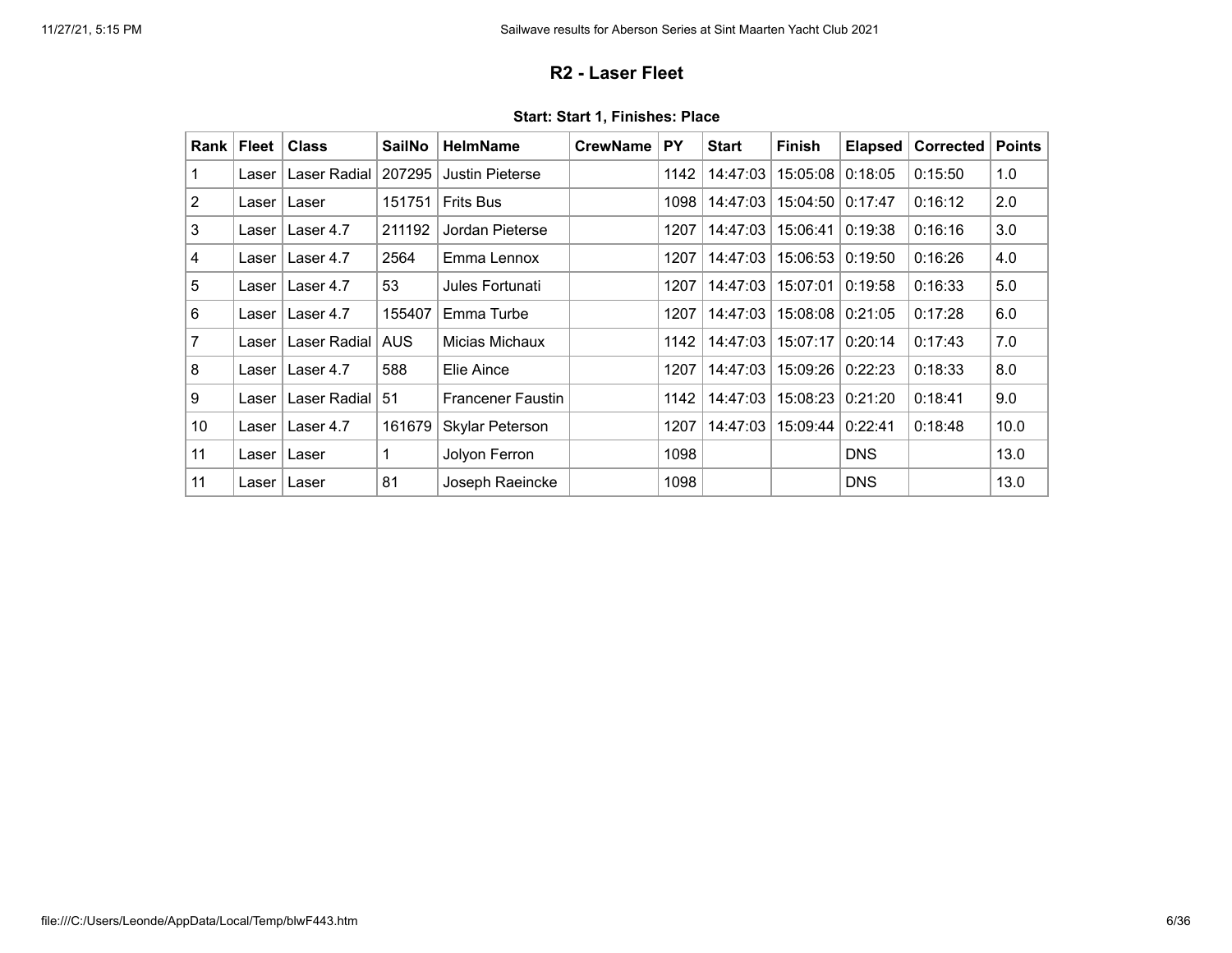## R2 - Laser Fleet

### Start: Start 1, Finishes: Place

| Rank | Fleet | Class | SailNo | HelmName | CrewName | PY | Start | Finish | Elapsed | Corrected | Points |
|---|---|---|---|---|---|---|---|---|---|---|---|
| 1 | Laser | Laser Radial | 207295 | Justin Pieterse | | 1142 | 14:47:03 | 15:05:08 | 0:18:05 | 0:15:50 | 1.0 |
| 2 | Laser | Laser | 151751 | Frits Bus | | 1098 | 14:47:03 | 15:04:50 | 0:17:47 | 0:16:12 | 2.0 |
| 3 | Laser | Laser 4.7 | 211192 | Jordan Pieterse | | 1207 | 14:47:03 | 15:06:41 | 0:19:38 | 0:16:16 | 3.0 |
| 4 | Laser | Laser 4.7 | 2564 | Emma Lennox | | 1207 | 14:47:03 | 15:06:53 | 0:19:50 | 0:16:26 | 4.0 |
| 5 | Laser | Laser 4.7 | 53 | Jules Fortunati | | 1207 | 14:47:03 | 15:07:01 | 0:19:58 | 0:16:33 | 5.0 |
| 6 | Laser | Laser 4.7 | 155407 | Emma Turbe | | 1207 | 14:47:03 | 15:08:08 | 0:21:05 | 0:17:28 | 6.0 |
| 7 | Laser | Laser Radial | AUS | Micias Michaux | | 1142 | 14:47:03 | 15:07:17 | 0:20:14 | 0:17:43 | 7.0 |
| 8 | Laser | Laser 4.7 | 588 | Elie Aince | | 1207 | 14:47:03 | 15:09:26 | 0:22:23 | 0:18:33 | 8.0 |
| 9 | Laser | Laser Radial | 51 | Francener Faustin | | 1142 | 14:47:03 | 15:08:23 | 0:21:20 | 0:18:41 | 9.0 |
| 10 | Laser | Laser 4.7 | 161679 | Skylar Peterson | | 1207 | 14:47:03 | 15:09:44 | 0:22:41 | 0:18:48 | 10.0 |
| 11 | Laser | Laser | 1 | Jolyon Ferron | | 1098 | | | DNS | | 13.0 |
| 11 | Laser | Laser | 81 | Joseph Raeincke | | 1098 | | | DNS | | 13.0 |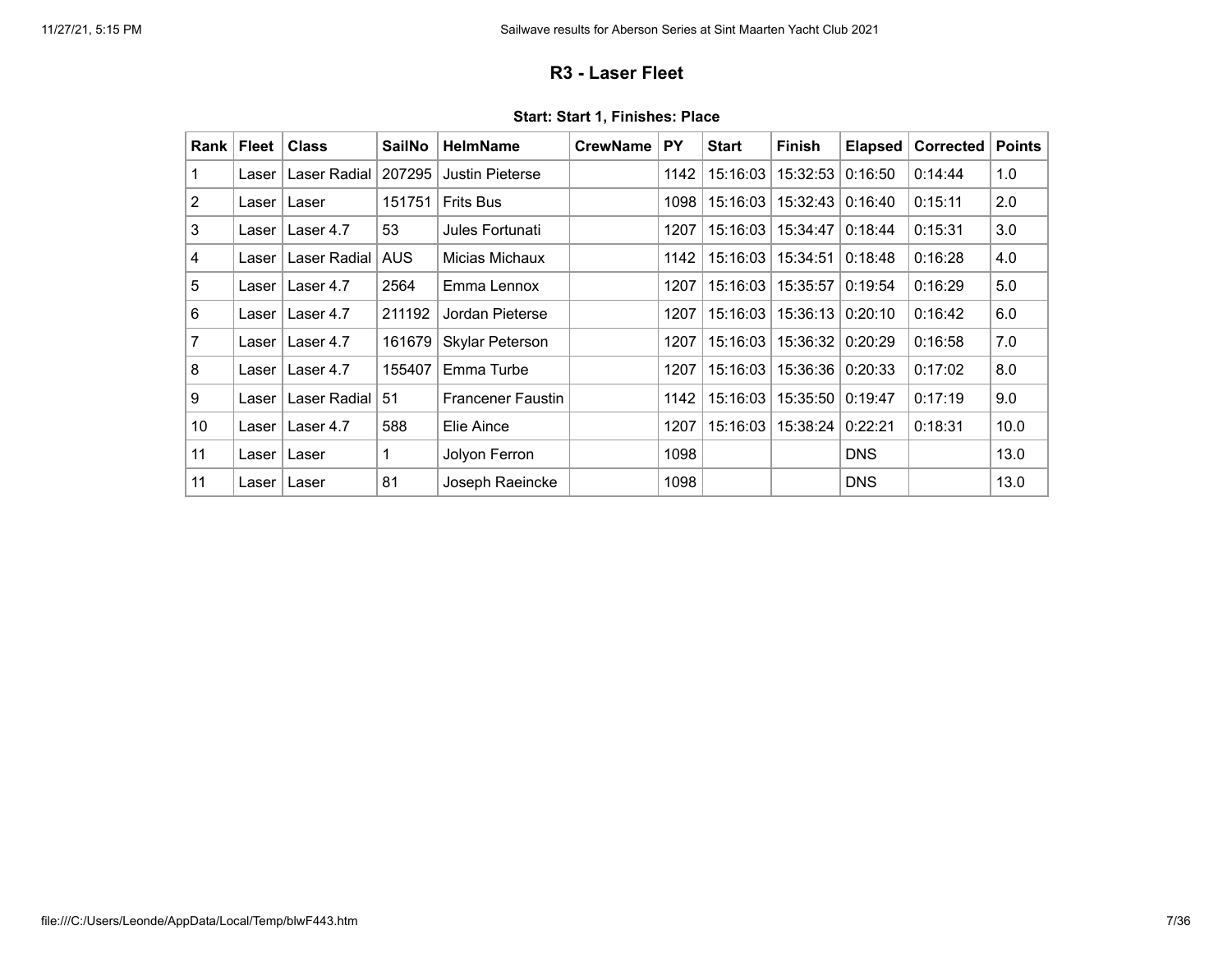### R3 - Laser Fleet

**Start: Start 1, Finishes: Place**

| Rank | Fleet | Class | SailNo | HelmName | CrewName | PY | Start | Finish | Elapsed | Corrected | Points |
|---|---|---|---|---|---|---|---|---|---|---|---|
| 1 | Laser | Laser Radial | 207295 | Justin Pieterse | | 1142 | 15:16:03 | 15:32:53 | 0:16:50 | 0:14:44 | 1.0 |
| 2 | Laser | Laser | 151751 | Frits Bus | | 1098 | 15:16:03 | 15:32:43 | 0:16:40 | 0:15:11 | 2.0 |
| 3 | Laser | Laser 4.7 | 53 | Jules Fortunati | | 1207 | 15:16:03 | 15:34:47 | 0:18:44 | 0:15:31 | 3.0 |
| 4 | Laser | Laser Radial | AUS | Micias Michaux | | 1142 | 15:16:03 | 15:34:51 | 0:18:48 | 0:16:28 | 4.0 |
| 5 | Laser | Laser 4.7 | 2564 | Emma Lennox | | 1207 | 15:16:03 | 15:35:57 | 0:19:54 | 0:16:29 | 5.0 |
| 6 | Laser | Laser 4.7 | 211192 | Jordan Pieterse | | 1207 | 15:16:03 | 15:36:13 | 0:20:10 | 0:16:42 | 6.0 |
| 7 | Laser | Laser 4.7 | 161679 | Skylar Peterson | | 1207 | 15:16:03 | 15:36:32 | 0:20:29 | 0:16:58 | 7.0 |
| 8 | Laser | Laser 4.7 | 155407 | Emma Turbe | | 1207 | 15:16:03 | 15:36:36 | 0:20:33 | 0:17:02 | 8.0 |
| 9 | Laser | Laser Radial | 51 | Francener Faustin | | 1142 | 15:16:03 | 15:35:50 | 0:19:47 | 0:17:19 | 9.0 |
| 10 | Laser | Laser 4.7 | 588 | Elie Aince | | 1207 | 15:16:03 | 15:38:24 | 0:22:21 | 0:18:31 | 10.0 |
| 11 | Laser | Laser | 1 | Jolyon Ferron | | 1098 | | | DNS | | 13.0 |
| 11 | Laser | Laser | 81 | Joseph Raeincke | | 1098 | | | DNS | | 13.0 |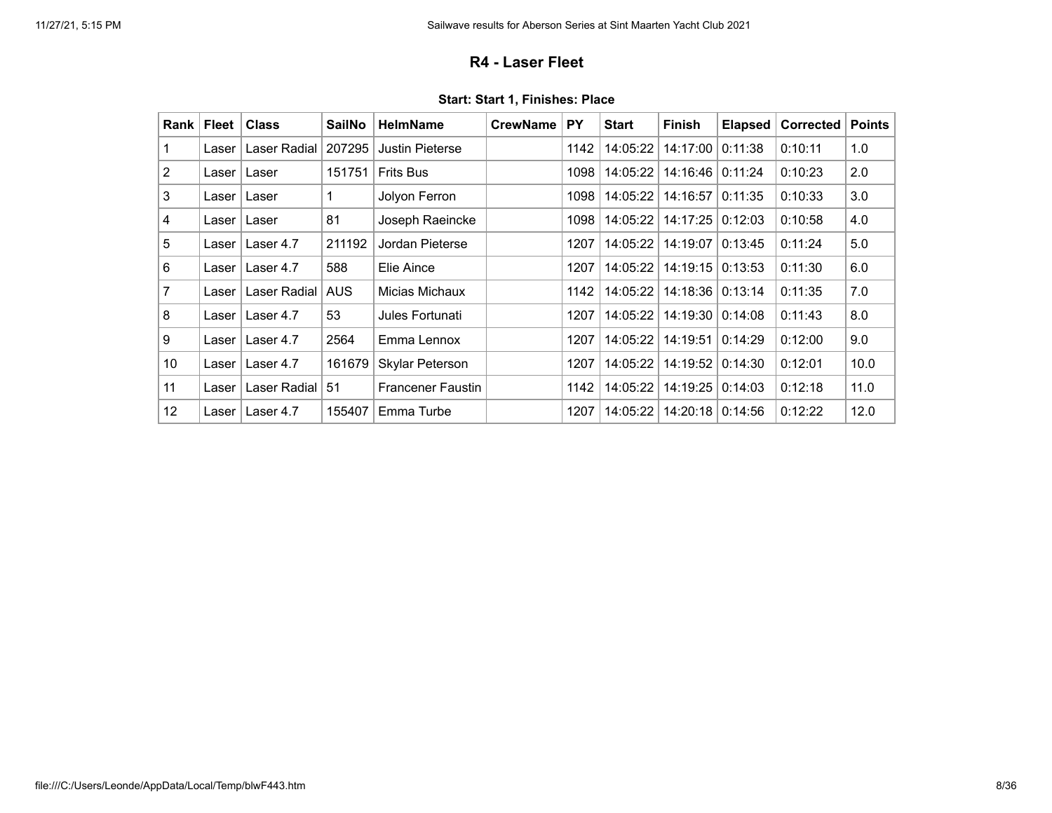## R4 - Laser Fleet

**Start: Start 1, Finishes: Place**

| Rank | Fleet | Class | SailNo | HelmName | CrewName | PY | Start | Finish | Elapsed | Corrected | Points |
|---|---|---|---|---|---|---|---|---|---|---|---|
| 1 | Laser | Laser Radial | 207295 | Justin Pieterse | | 1142 | 14:05:22 | 14:17:00 | 0:11:38 | 0:10:11 | 1.0 |
| 2 | Laser | Laser | 151751 | Frits Bus | | 1098 | 14:05:22 | 14:16:46 | 0:11:24 | 0:10:23 | 2.0 |
| 3 | Laser | Laser | 1 | Jolyon Ferron | | 1098 | 14:05:22 | 14:16:57 | 0:11:35 | 0:10:33 | 3.0 |
| 4 | Laser | Laser | 81 | Joseph Raeincke | | 1098 | 14:05:22 | 14:17:25 | 0:12:03 | 0:10:58 | 4.0 |
| 5 | Laser | Laser 4.7 | 211192 | Jordan Pieterse | | 1207 | 14:05:22 | 14:19:07 | 0:13:45 | 0:11:24 | 5.0 |
| 6 | Laser | Laser 4.7 | 588 | Elie Aince | | 1207 | 14:05:22 | 14:19:15 | 0:13:53 | 0:11:30 | 6.0 |
| 7 | Laser | Laser Radial | AUS | Micias Michaux | | 1142 | 14:05:22 | 14:18:36 | 0:13:14 | 0:11:35 | 7.0 |
| 8 | Laser | Laser 4.7 | 53 | Jules Fortunati | | 1207 | 14:05:22 | 14:19:30 | 0:14:08 | 0:11:43 | 8.0 |
| 9 | Laser | Laser 4.7 | 2564 | Emma Lennox | | 1207 | 14:05:22 | 14:19:51 | 0:14:29 | 0:12:00 | 9.0 |
| 10 | Laser | Laser 4.7 | 161679 | Skylar Peterson | | 1207 | 14:05:22 | 14:19:52 | 0:14:30 | 0:12:01 | 10.0 |
| 11 | Laser | Laser Radial | 51 | Francener Faustin | | 1142 | 14:05:22 | 14:19:25 | 0:14:03 | 0:12:18 | 11.0 |
| 12 | Laser | Laser 4.7 | 155407 | Emma Turbe | | 1207 | 14:05:22 | 14:20:18 | 0:14:56 | 0:12:22 | 12.0 |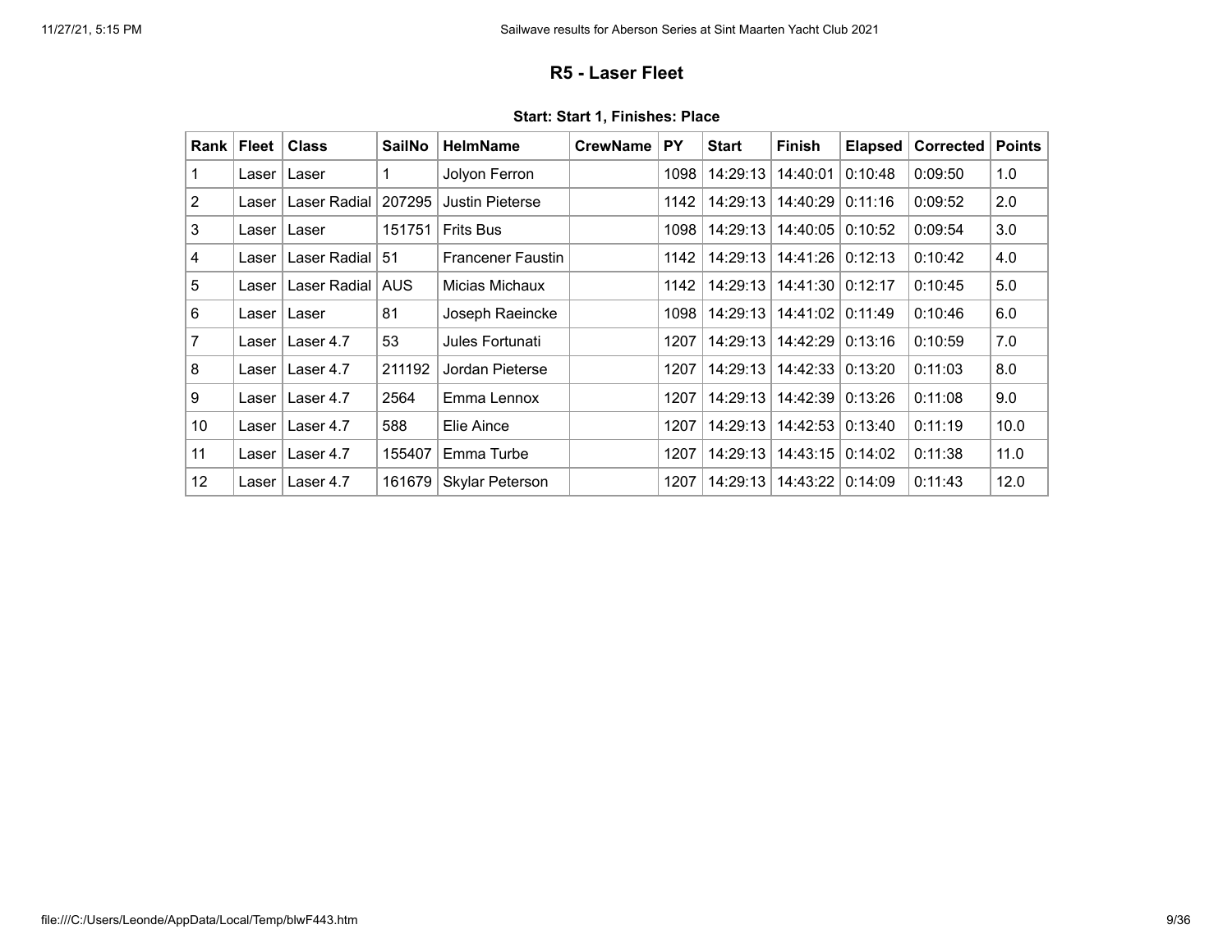### R5 - Laser Fleet

**Start: Start 1, Finishes: Place**

| Rank | Fleet | Class | SailNo | HelmName | CrewName | PY | Start | Finish | Elapsed | Corrected | Points |
|---|---|---|---|---|---|---|---|---|---|---|---|
| 1 | Laser | Laser | 1 | Jolyon Ferron | | 1098 | 14:29:13 | 14:40:01 | 0:10:48 | 0:09:50 | 1.0 |
| 2 | Laser | Laser Radial | 207295 | Justin Pieterse | | 1142 | 14:29:13 | 14:40:29 | 0:11:16 | 0:09:52 | 2.0 |
| 3 | Laser | Laser | 151751 | Frits Bus | | 1098 | 14:29:13 | 14:40:05 | 0:10:52 | 0:09:54 | 3.0 |
| 4 | Laser | Laser Radial | 51 | Francener Faustin | | 1142 | 14:29:13 | 14:41:26 | 0:12:13 | 0:10:42 | 4.0 |
| 5 | Laser | Laser Radial | AUS | Micias Michaux | | 1142 | 14:29:13 | 14:41:30 | 0:12:17 | 0:10:45 | 5.0 |
| 6 | Laser | Laser | 81 | Joseph Raeincke | | 1098 | 14:29:13 | 14:41:02 | 0:11:49 | 0:10:46 | 6.0 |
| 7 | Laser | Laser 4.7 | 53 | Jules Fortunati | | 1207 | 14:29:13 | 14:42:29 | 0:13:16 | 0:10:59 | 7.0 |
| 8 | Laser | Laser 4.7 | 211192 | Jordan Pieterse | | 1207 | 14:29:13 | 14:42:33 | 0:13:20 | 0:11:03 | 8.0 |
| 9 | Laser | Laser 4.7 | 2564 | Emma Lennox | | 1207 | 14:29:13 | 14:42:39 | 0:13:26 | 0:11:08 | 9.0 |
| 10 | Laser | Laser 4.7 | 588 | Elie Aince | | 1207 | 14:29:13 | 14:42:53 | 0:13:40 | 0:11:19 | 10.0 |
| 11 | Laser | Laser 4.7 | 155407 | Emma Turbe | | 1207 | 14:29:13 | 14:43:15 | 0:14:02 | 0:11:38 | 11.0 |
| 12 | Laser | Laser 4.7 | 161679 | Skylar Peterson | | 1207 | 14:29:13 | 14:43:22 | 0:14:09 | 0:11:43 | 12.0 |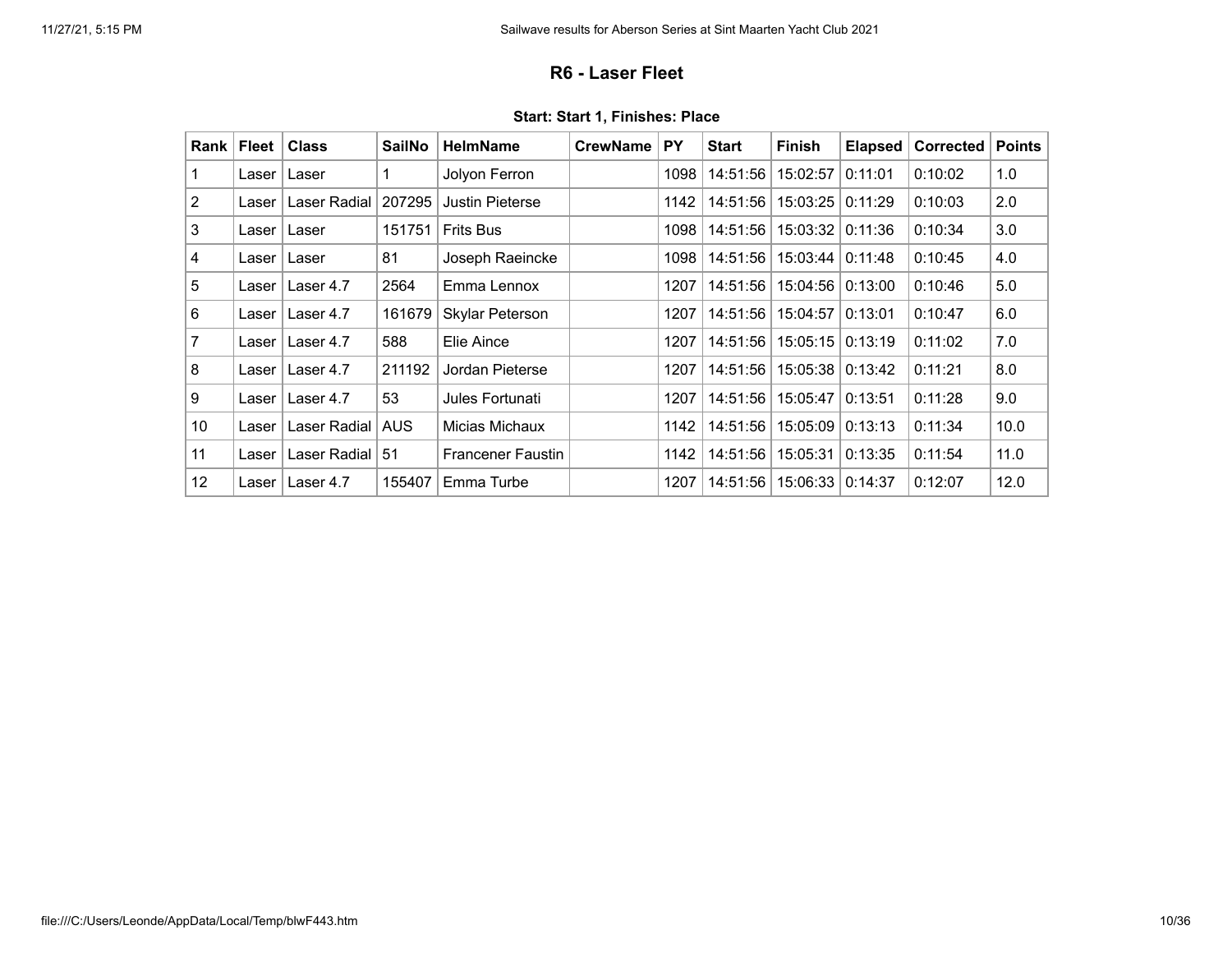### R6 - Laser Fleet

**Start: Start 1, Finishes: Place**

| Rank | Fleet | Class | SailNo | HelmName | CrewName | PY | Start | Finish | Elapsed | Corrected | Points |
|---|---|---|---|---|---|---|---|---|---|---|---|
| 1 | Laser | Laser | 1 | Jolyon Ferron | | 1098 | 14:51:56 | 15:02:57 | 0:11:01 | 0:10:02 | 1.0 |
| 2 | Laser | Laser Radial | 207295 | Justin Pieterse | | 1142 | 14:51:56 | 15:03:25 | 0:11:29 | 0:10:03 | 2.0 |
| 3 | Laser | Laser | 151751 | Frits Bus | | 1098 | 14:51:56 | 15:03:32 | 0:11:36 | 0:10:34 | 3.0 |
| 4 | Laser | Laser | 81 | Joseph Raeincke | | 1098 | 14:51:56 | 15:03:44 | 0:11:48 | 0:10:45 | 4.0 |
| 5 | Laser | Laser 4.7 | 2564 | Emma Lennox | | 1207 | 14:51:56 | 15:04:56 | 0:13:00 | 0:10:46 | 5.0 |
| 6 | Laser | Laser 4.7 | 161679 | Skylar Peterson | | 1207 | 14:51:56 | 15:04:57 | 0:13:01 | 0:10:47 | 6.0 |
| 7 | Laser | Laser 4.7 | 588 | Elie Aince | | 1207 | 14:51:56 | 15:05:15 | 0:13:19 | 0:11:02 | 7.0 |
| 8 | Laser | Laser 4.7 | 211192 | Jordan Pieterse | | 1207 | 14:51:56 | 15:05:38 | 0:13:42 | 0:11:21 | 8.0 |
| 9 | Laser | Laser 4.7 | 53 | Jules Fortunati | | 1207 | 14:51:56 | 15:05:47 | 0:13:51 | 0:11:28 | 9.0 |
| 10 | Laser | Laser Radial | AUS | Micias Michaux | | 1142 | 14:51:56 | 15:05:09 | 0:13:13 | 0:11:34 | 10.0 |
| 11 | Laser | Laser Radial | 51 | Francener Faustin | | 1142 | 14:51:56 | 15:05:31 | 0:13:35 | 0:11:54 | 11.0 |
| 12 | Laser | Laser 4.7 | 155407 | Emma Turbe | | 1207 | 14:51:56 | 15:06:33 | 0:14:37 | 0:12:07 | 12.0 |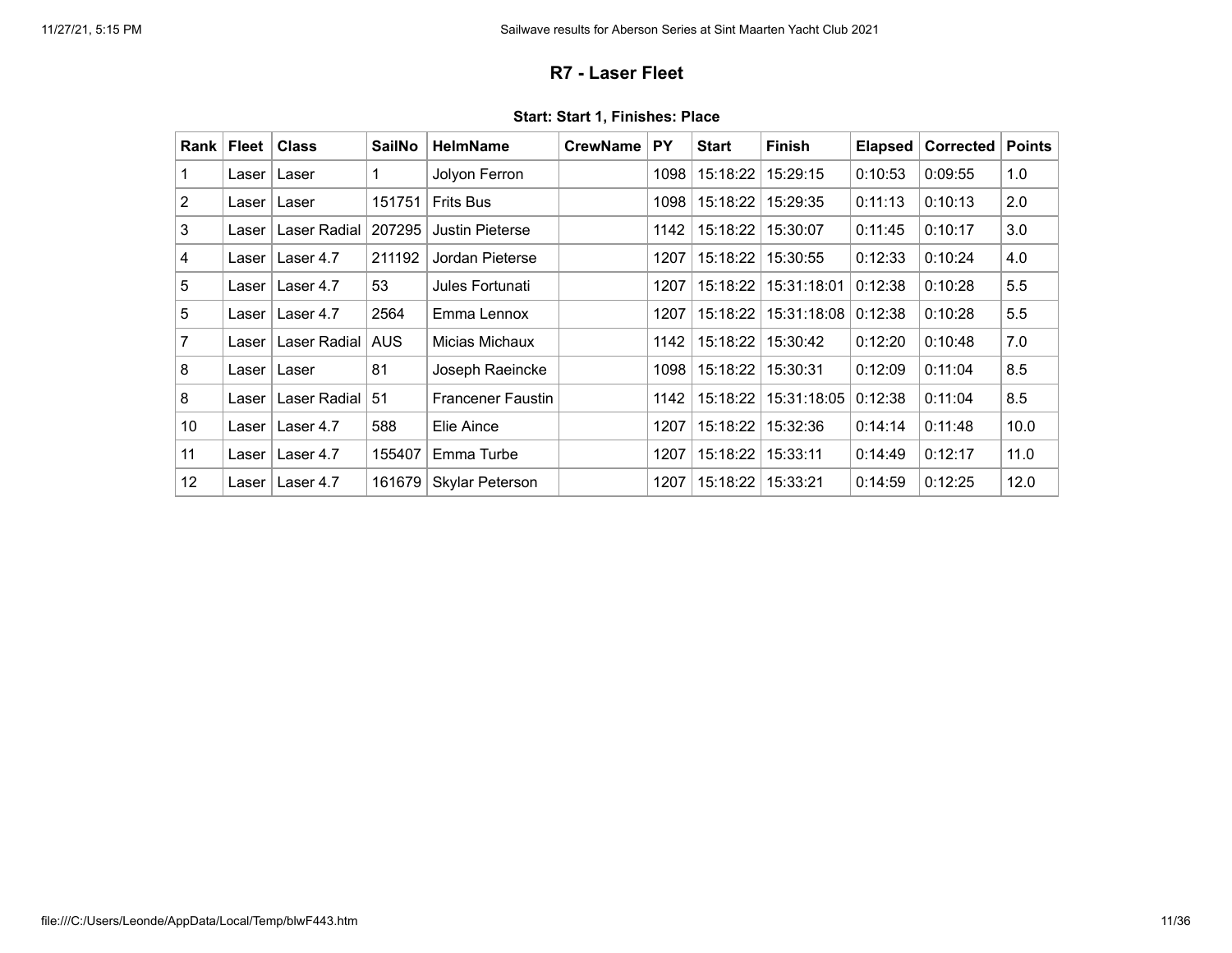## R7 - Laser Fleet

### Start: Start 1, Finishes: Place

| Rank | Fleet | Class | SailNo | HelmName | CrewName | PY | Start | Finish | Elapsed | Corrected | Points |
|---|---|---|---|---|---|---|---|---|---|---|---|
| 1 | Laser | Laser | 1 | Jolyon Ferron | | 1098 | 15:18:22 | 15:29:15 | 0:10:53 | 0:09:55 | 1.0 |
| 2 | Laser | Laser | 151751 | Frits Bus | | 1098 | 15:18:22 | 15:29:35 | 0:11:13 | 0:10:13 | 2.0 |
| 3 | Laser | Laser Radial | 207295 | Justin Pieterse | | 1142 | 15:18:22 | 15:30:07 | 0:11:45 | 0:10:17 | 3.0 |
| 4 | Laser | Laser 4.7 | 211192 | Jordan Pieterse | | 1207 | 15:18:22 | 15:30:55 | 0:12:33 | 0:10:24 | 4.0 |
| 5 | Laser | Laser 4.7 | 53 | Jules Fortunati | | 1207 | 15:18:22 | 15:31:18:01 | 0:12:38 | 0:10:28 | 5.5 |
| 5 | Laser | Laser 4.7 | 2564 | Emma Lennox | | 1207 | 15:18:22 | 15:31:18:08 | 0:12:38 | 0:10:28 | 5.5 |
| 7 | Laser | Laser Radial | AUS | Micias Michaux | | 1142 | 15:18:22 | 15:30:42 | 0:12:20 | 0:10:48 | 7.0 |
| 8 | Laser | Laser | 81 | Joseph Raeincke | | 1098 | 15:18:22 | 15:30:31 | 0:12:09 | 0:11:04 | 8.5 |
| 8 | Laser | Laser Radial | 51 | Francener Faustin | | 1142 | 15:18:22 | 15:31:18:05 | 0:12:38 | 0:11:04 | 8.5 |
| 10 | Laser | Laser 4.7 | 588 | Elie Aince | | 1207 | 15:18:22 | 15:32:36 | 0:14:14 | 0:11:48 | 10.0 |
| 11 | Laser | Laser 4.7 | 155407 | Emma Turbe | | 1207 | 15:18:22 | 15:33:11 | 0:14:49 | 0:12:17 | 11.0 |
| 12 | Laser | Laser 4.7 | 161679 | Skylar Peterson | | 1207 | 15:18:22 | 15:33:21 | 0:14:59 | 0:12:25 | 12.0 |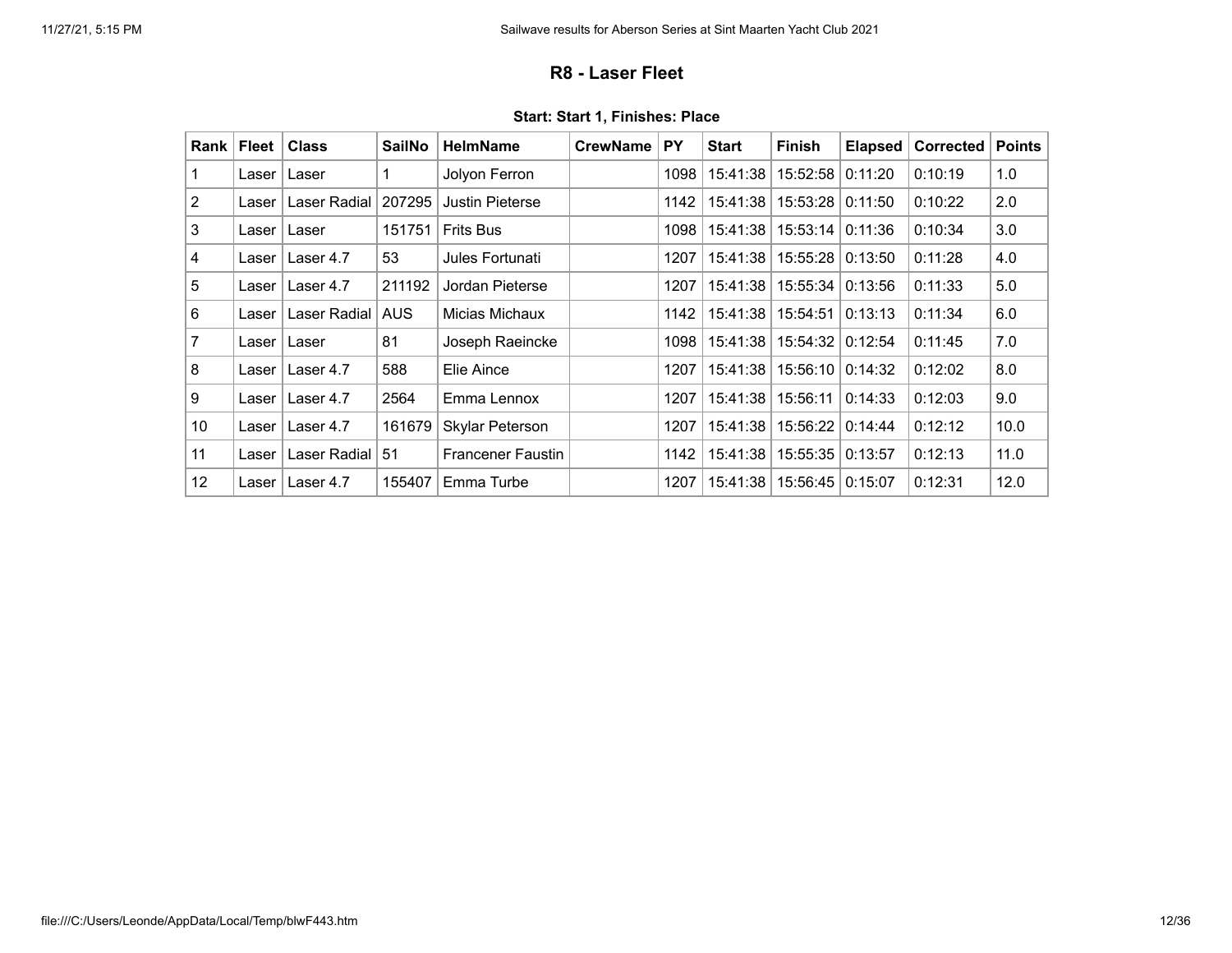## R8 - Laser Fleet

### Start: Start 1, Finishes: Place

| Rank | Fleet | Class | SailNo | HelmName | CrewName | PY | Start | Finish | Elapsed | Corrected | Points |
|---|---|---|---|---|---|---|---|---|---|---|---|
| 1 | Laser | Laser | 1 | Jolyon Ferron | | 1098 | 15:41:38 | 15:52:58 | 0:11:20 | 0:10:19 | 1.0 |
| 2 | Laser | Laser Radial | 207295 | Justin Pieterse | | 1142 | 15:41:38 | 15:53:28 | 0:11:50 | 0:10:22 | 2.0 |
| 3 | Laser | Laser | 151751 | Frits Bus | | 1098 | 15:41:38 | 15:53:14 | 0:11:36 | 0:10:34 | 3.0 |
| 4 | Laser | Laser 4.7 | 53 | Jules Fortunati | | 1207 | 15:41:38 | 15:55:28 | 0:13:50 | 0:11:28 | 4.0 |
| 5 | Laser | Laser 4.7 | 211192 | Jordan Pieterse | | 1207 | 15:41:38 | 15:55:34 | 0:13:56 | 0:11:33 | 5.0 |
| 6 | Laser | Laser Radial | AUS | Micias Michaux | | 1142 | 15:41:38 | 15:54:51 | 0:13:13 | 0:11:34 | 6.0 |
| 7 | Laser | Laser | 81 | Joseph Raeincke | | 1098 | 15:41:38 | 15:54:32 | 0:12:54 | 0:11:45 | 7.0 |
| 8 | Laser | Laser 4.7 | 588 | Elie Aince | | 1207 | 15:41:38 | 15:56:10 | 0:14:32 | 0:12:02 | 8.0 |
| 9 | Laser | Laser 4.7 | 2564 | Emma Lennox | | 1207 | 15:41:38 | 15:56:11 | 0:14:33 | 0:12:03 | 9.0 |
| 10 | Laser | Laser 4.7 | 161679 | Skylar Peterson | | 1207 | 15:41:38 | 15:56:22 | 0:14:44 | 0:12:12 | 10.0 |
| 11 | Laser | Laser Radial | 51 | Francener Faustin | | 1142 | 15:41:38 | 15:55:35 | 0:13:57 | 0:12:13 | 11.0 |
| 12 | Laser | Laser 4.7 | 155407 | Emma Turbe | | 1207 | 15:41:38 | 15:56:45 | 0:15:07 | 0:12:31 | 12.0 |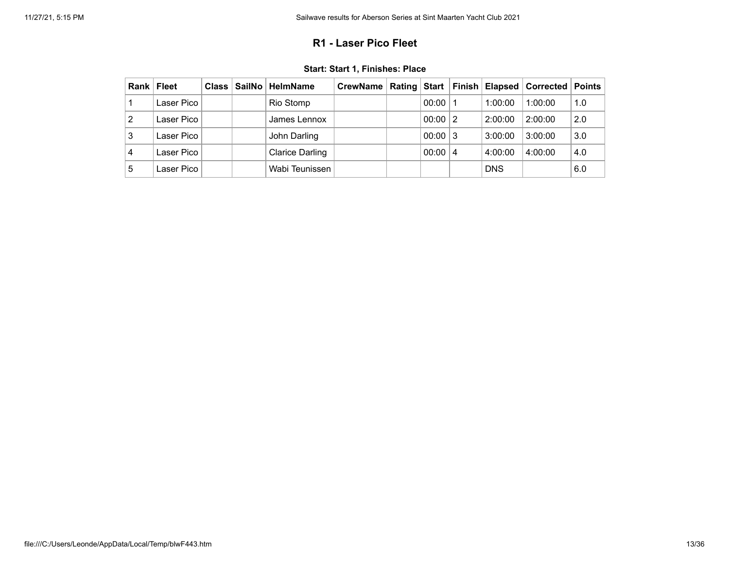## R1 - Laser Pico Fleet

### Start: Start 1, Finishes: Place

| Rank | Fleet | Class | SailNo | HelmName | CrewName | Rating | Start | Finish | Elapsed | Corrected | Points |
|---|---|---|---|---|---|---|---|---|---|---|---|
| 1 | Laser Pico | | | Rio Stomp | | | 00:00 | 1 | 1:00:00 | 1:00:00 | 1.0 |
| 2 | Laser Pico | | | James Lennox | | | 00:00 | 2 | 2:00:00 | 2:00:00 | 2.0 |
| 3 | Laser Pico | | | John Darling | | | 00:00 | 3 | 3:00:00 | 3:00:00 | 3.0 |
| 4 | Laser Pico | | | Clarice Darling | | | 00:00 | 4 | 4:00:00 | 4:00:00 | 4.0 |
| 5 | Laser Pico | | | Wabi Teunissen | | | | | DNS | | 6.0 |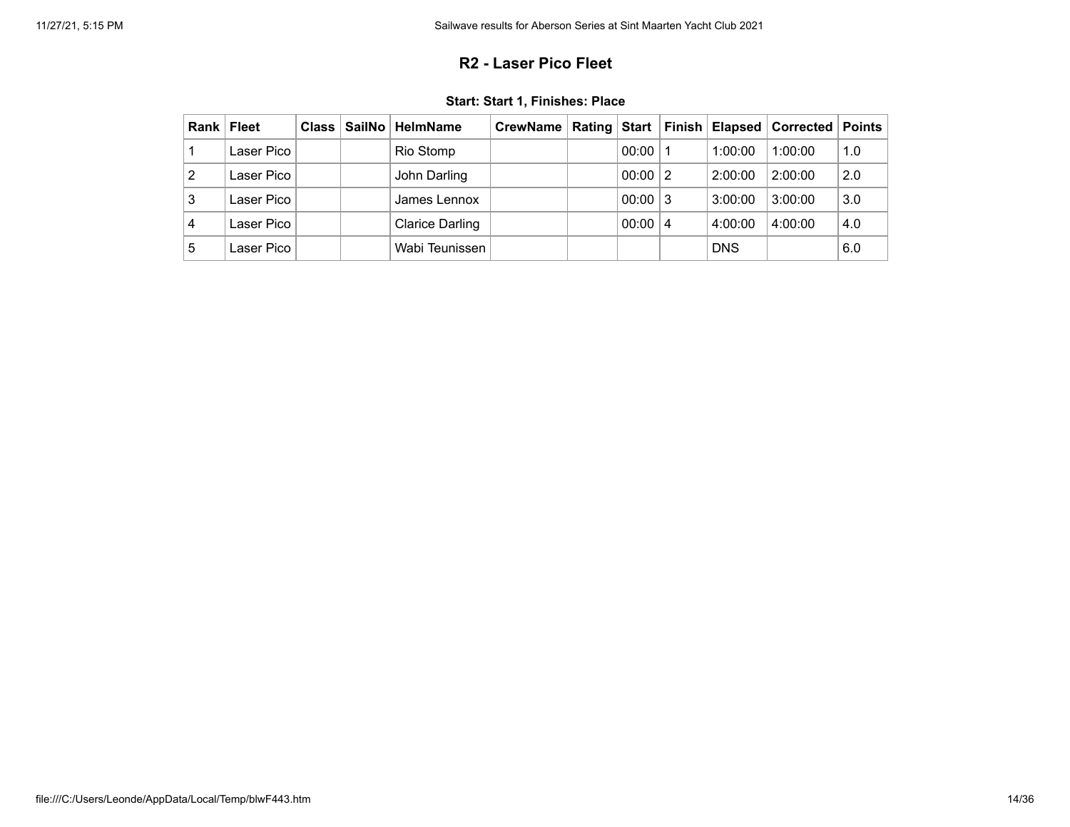## R2 - Laser Pico Fleet

### Start: Start 1, Finishes: Place

| Rank | Fleet | Class | SailNo | HelmName | CrewName | Rating | Start | Finish | Elapsed | Corrected | Points |
|---|---|---|---|---|---|---|---|---|---|---|---|
| 1 | Laser Pico | | | Rio Stomp | | | 00:00 | 1 | 1:00:00 | 1:00:00 | 1.0 |
| 2 | Laser Pico | | | John Darling | | | 00:00 | 2 | 2:00:00 | 2:00:00 | 2.0 |
| 3 | Laser Pico | | | James Lennox | | | 00:00 | 3 | 3:00:00 | 3:00:00 | 3.0 |
| 4 | Laser Pico | | | Clarice Darling | | | 00:00 | 4 | 4:00:00 | 4:00:00 | 4.0 |
| 5 | Laser Pico | | | Wabi Teunissen | | | | | DNS | | 6.0 |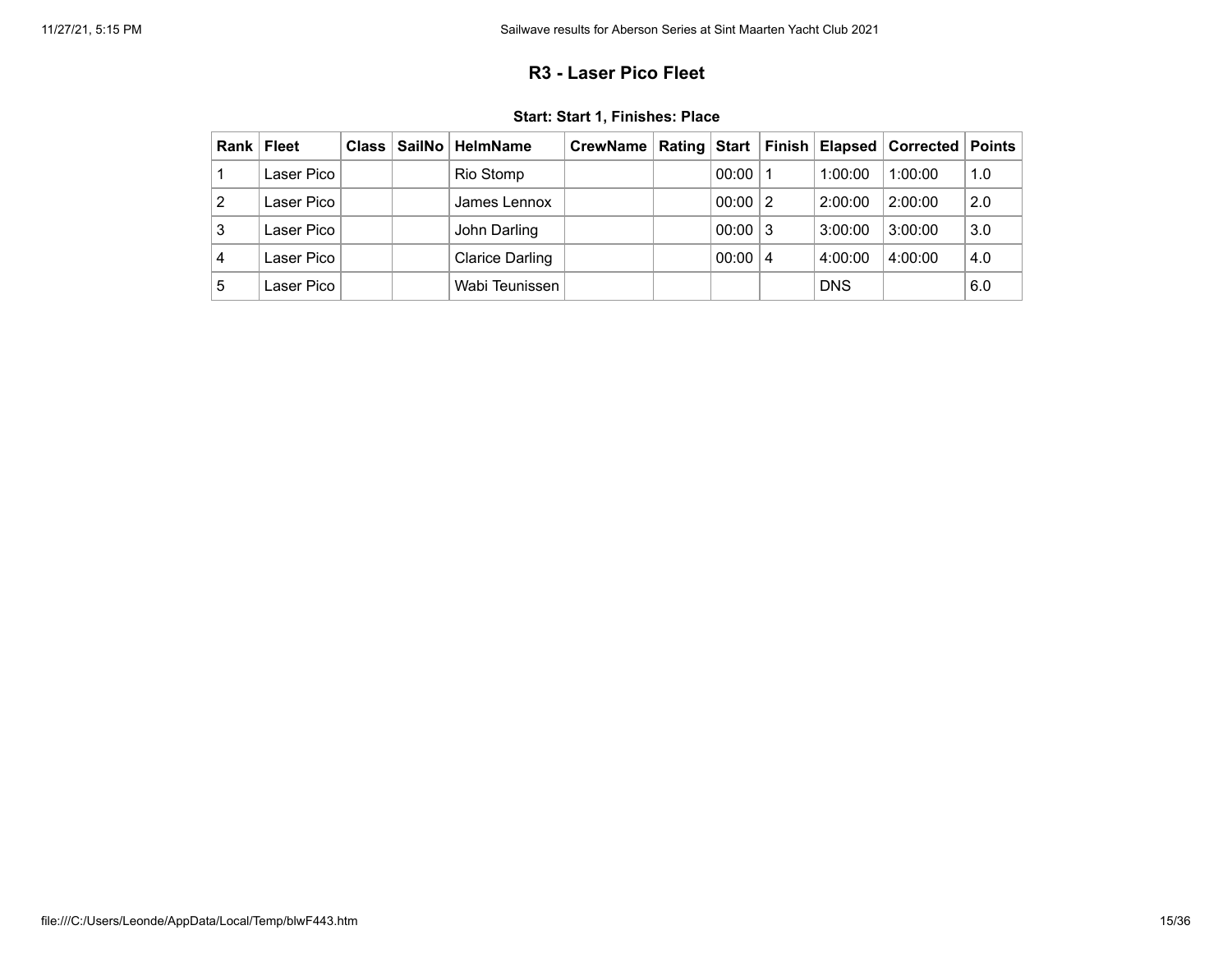## R3 - Laser Pico Fleet

### Start: Start 1, Finishes: Place

| Rank | Fleet | Class | SailNo | HelmName | CrewName | Rating | Start | Finish | Elapsed | Corrected | Points |
|---|---|---|---|---|---|---|---|---|---|---|---|
| 1 | Laser Pico | | | Rio Stomp | | | 00:00 | 1 | 1:00:00 | 1:00:00 | 1.0 |
| 2 | Laser Pico | | | James Lennox | | | 00:00 | 2 | 2:00:00 | 2:00:00 | 2.0 |
| 3 | Laser Pico | | | John Darling | | | 00:00 | 3 | 3:00:00 | 3:00:00 | 3.0 |
| 4 | Laser Pico | | | Clarice Darling | | | 00:00 | 4 | 4:00:00 | 4:00:00 | 4.0 |
| 5 | Laser Pico | | | Wabi Teunissen | | | | | DNS | | 6.0 |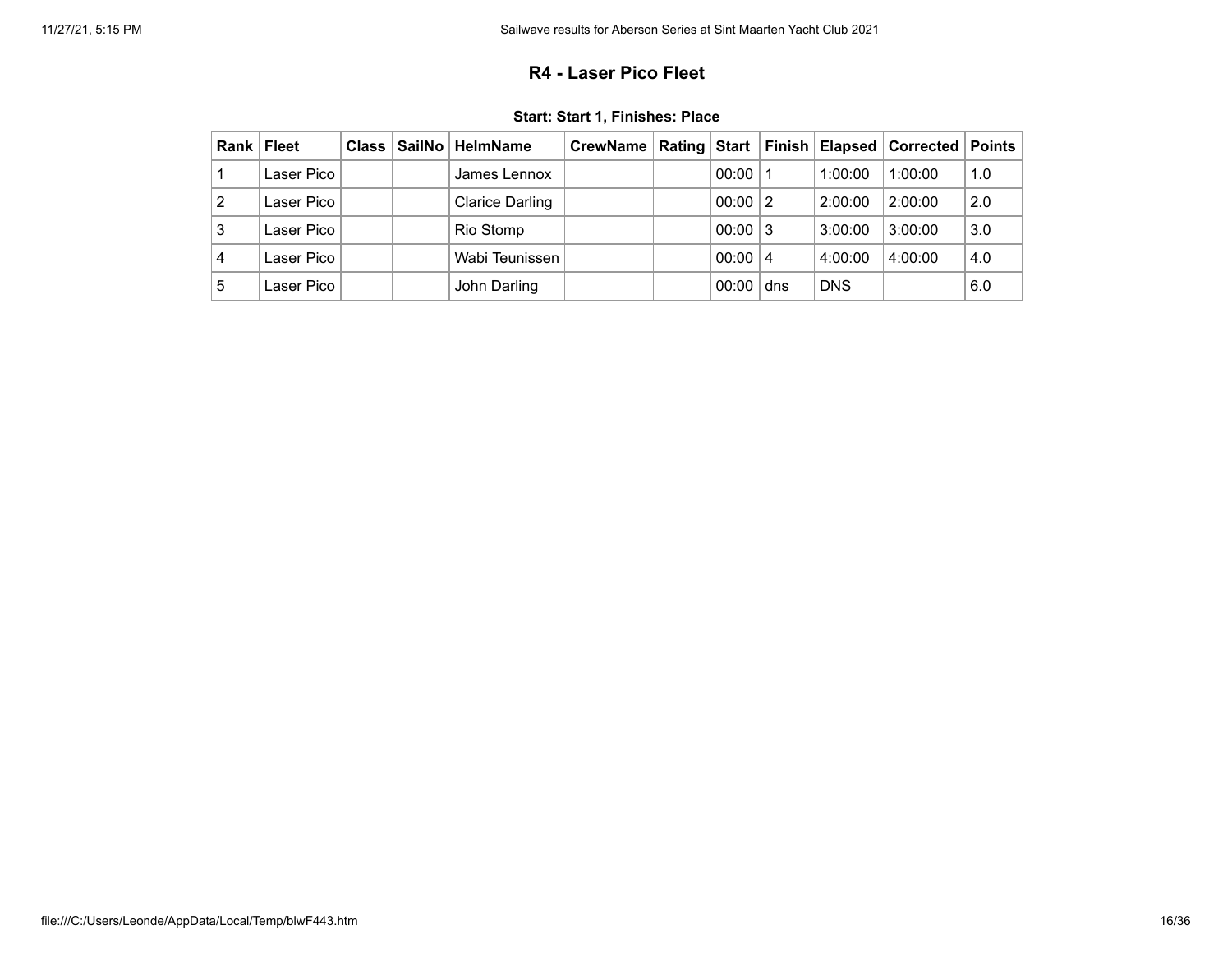## R4 - Laser Pico Fleet

### Start: Start 1, Finishes: Place

| Rank | Fleet | Class | SailNo | HelmName | CrewName | Rating | Start | Finish | Elapsed | Corrected | Points |
|---|---|---|---|---|---|---|---|---|---|---|---|
| 1 | Laser Pico | | | James Lennox | | | 00:00 | 1 | 1:00:00 | 1:00:00 | 1.0 |
| 2 | Laser Pico | | | Clarice Darling | | | 00:00 | 2 | 2:00:00 | 2:00:00 | 2.0 |
| 3 | Laser Pico | | | Rio Stomp | | | 00:00 | 3 | 3:00:00 | 3:00:00 | 3.0 |
| 4 | Laser Pico | | | Wabi Teunissen | | | 00:00 | 4 | 4:00:00 | 4:00:00 | 4.0 |
| 5 | Laser Pico | | | John Darling | | | 00:00 | dns | DNS | | 6.0 |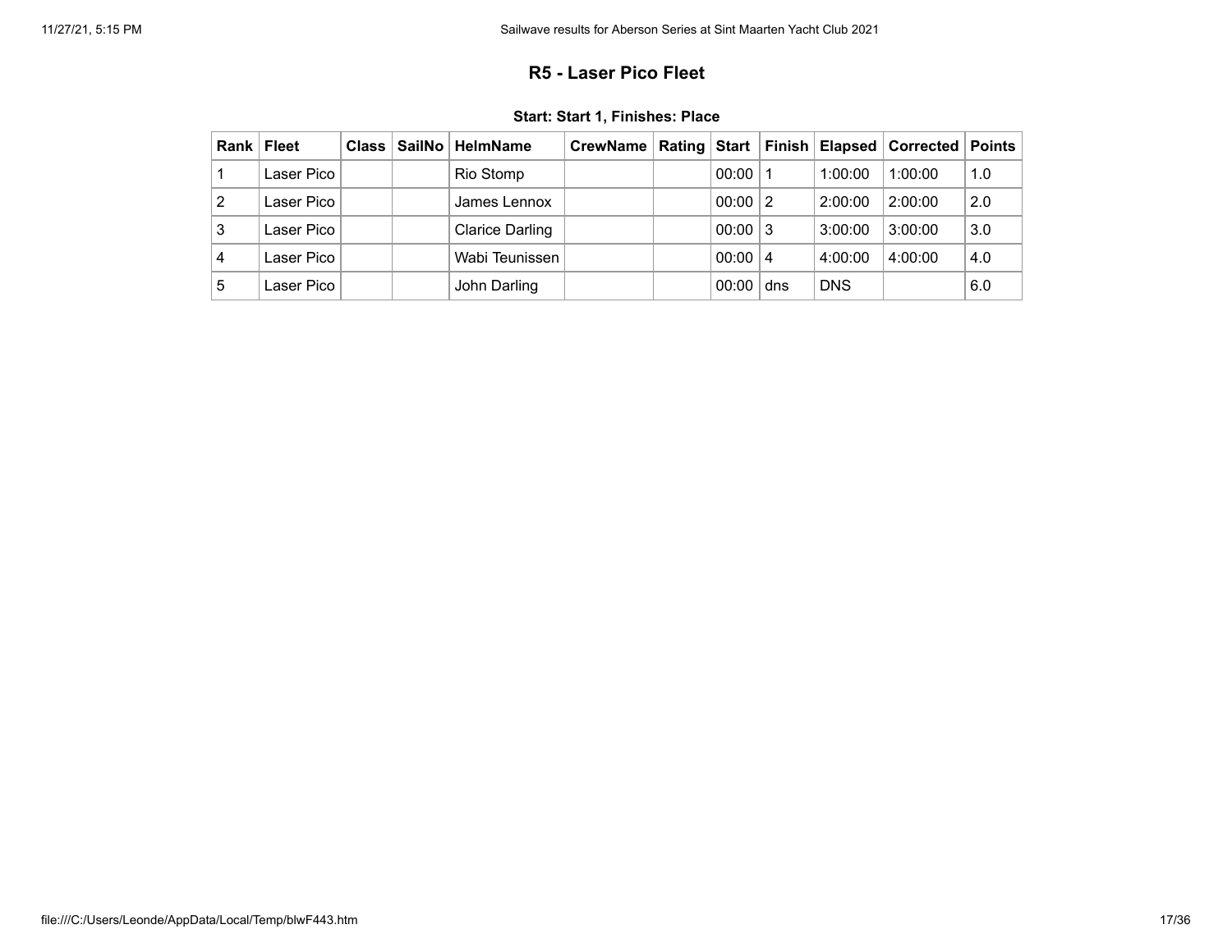## R5 - Laser Pico Fleet

### Start: Start 1, Finishes: Place

| Rank | Fleet | Class | SailNo | HelmName | CrewName | Rating | Start | Finish | Elapsed | Corrected | Points |
|---|---|---|---|---|---|---|---|---|---|---|---|
| 1 | Laser Pico | | | Rio Stomp | | | 00:00 | 1 | 1:00:00 | 1:00:00 | 1.0 |
| 2 | Laser Pico | | | James Lennox | | | 00:00 | 2 | 2:00:00 | 2:00:00 | 2.0 |
| 3 | Laser Pico | | | Clarice Darling | | | 00:00 | 3 | 3:00:00 | 3:00:00 | 3.0 |
| 4 | Laser Pico | | | Wabi Teunissen | | | 00:00 | 4 | 4:00:00 | 4:00:00 | 4.0 |
| 5 | Laser Pico | | | John Darling | | | 00:00 | dns | DNS | | 6.0 |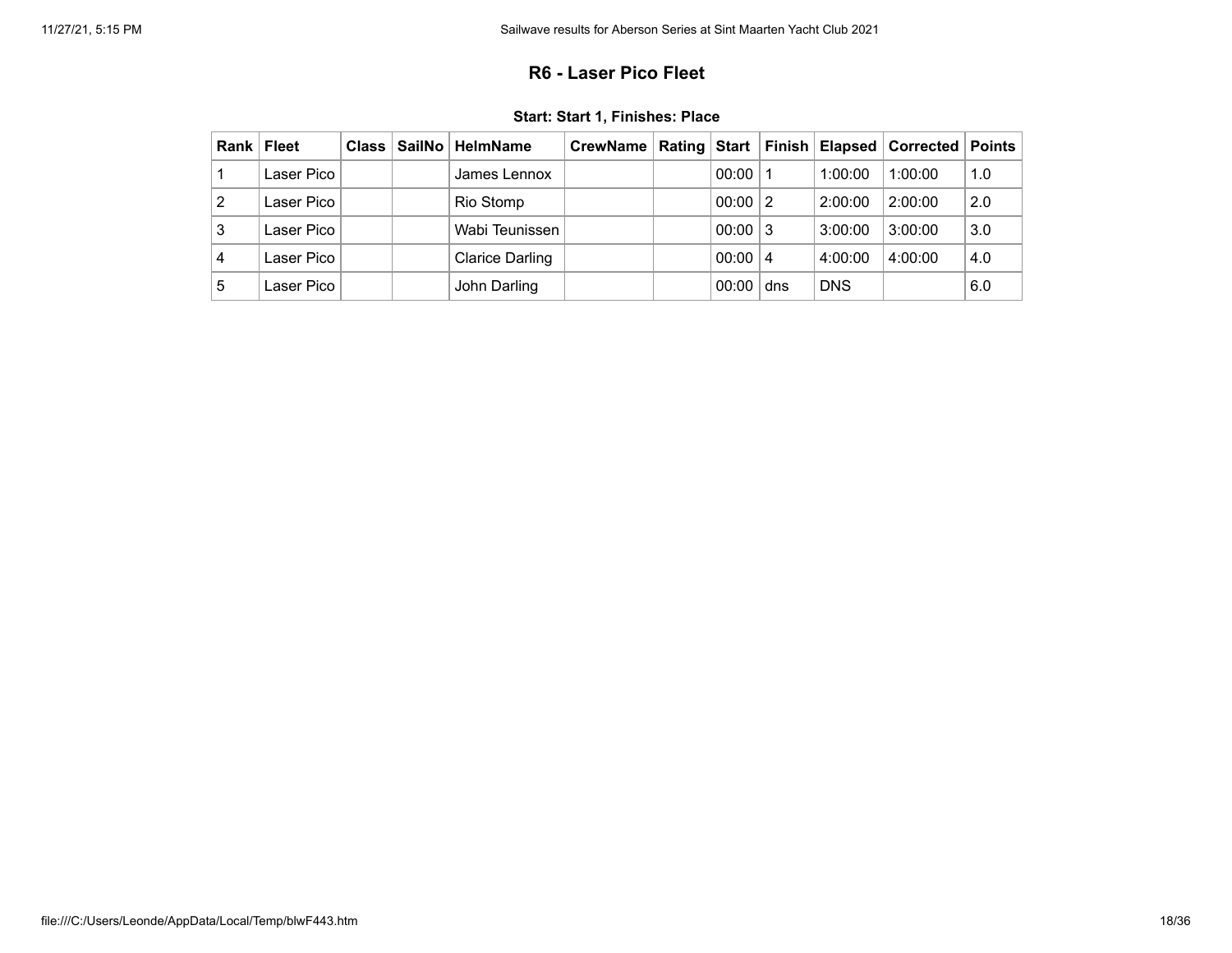## R6 - Laser Pico Fleet

**Start: Start 1, Finishes: Place**

| Rank | Fleet | Class | SailNo | HelmName | CrewName | Rating | Start | Finish | Elapsed | Corrected | Points |
|---|---|---|---|---|---|---|---|---|---|---|---|
| 1 | Laser Pico | | | James Lennox | | | 00:00 | 1 | 1:00:00 | 1:00:00 | 1.0 |
| 2 | Laser Pico | | | Rio Stomp | | | 00:00 | 2 | 2:00:00 | 2:00:00 | 2.0 |
| 3 | Laser Pico | | | Wabi Teunissen | | | 00:00 | 3 | 3:00:00 | 3:00:00 | 3.0 |
| 4 | Laser Pico | | | Clarice Darling | | | 00:00 | 4 | 4:00:00 | 4:00:00 | 4.0 |
| 5 | Laser Pico | | | John Darling | | | 00:00 | dns | DNS | | 6.0 |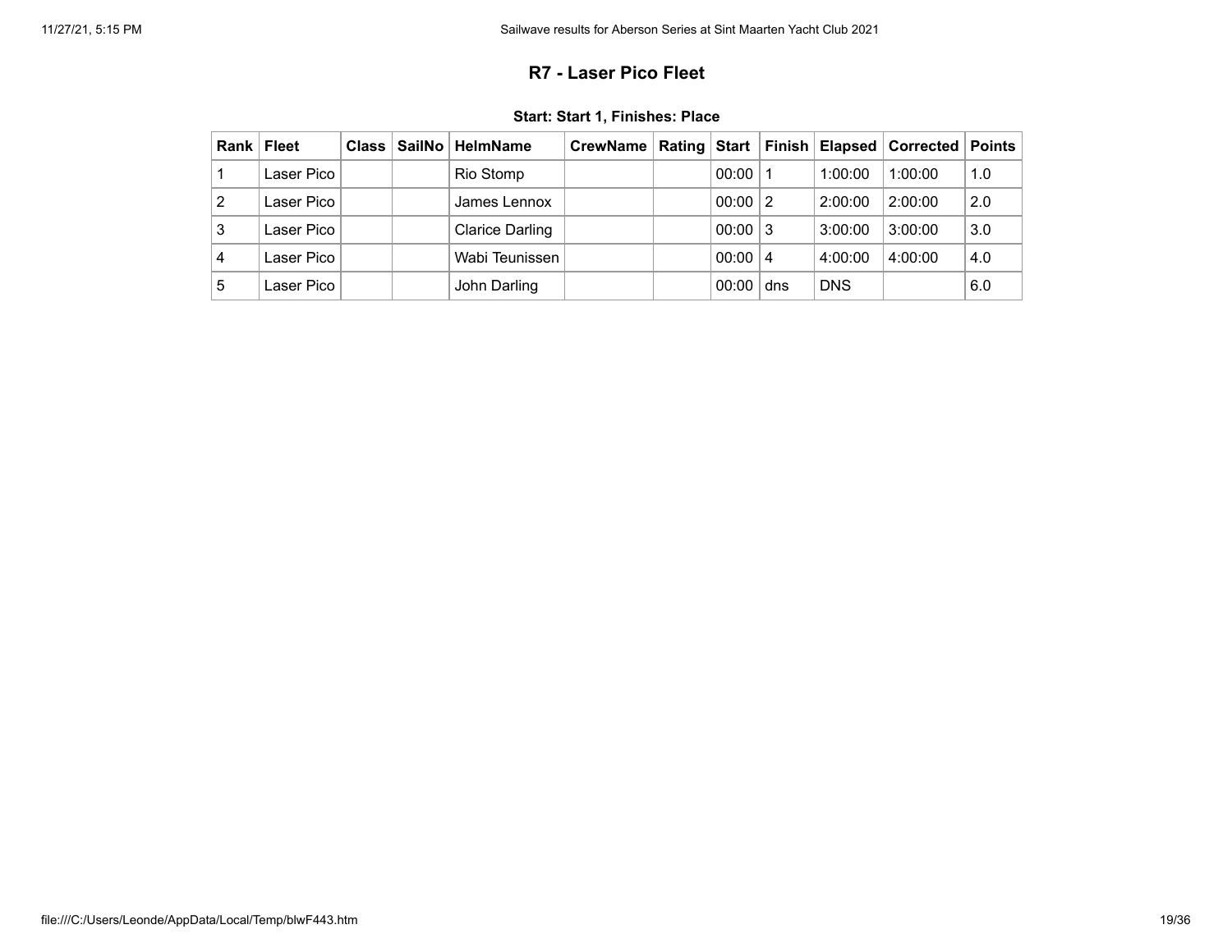## R7 - Laser Pico Fleet

### Start: Start 1, Finishes: Place

| Rank | Fleet | Class | SailNo | HelmName | CrewName | Rating | Start | Finish | Elapsed | Corrected | Points |
|---|---|---|---|---|---|---|---|---|---|---|---|
| 1 | Laser Pico | | | Rio Stomp | | | 00:00 | 1 | 1:00:00 | 1:00:00 | 1.0 |
| 2 | Laser Pico | | | James Lennox | | | 00:00 | 2 | 2:00:00 | 2:00:00 | 2.0 |
| 3 | Laser Pico | | | Clarice Darling | | | 00:00 | 3 | 3:00:00 | 3:00:00 | 3.0 |
| 4 | Laser Pico | | | Wabi Teunissen | | | 00:00 | 4 | 4:00:00 | 4:00:00 | 4.0 |
| 5 | Laser Pico | | | John Darling | | | 00:00 | dns | DNS | | 6.0 |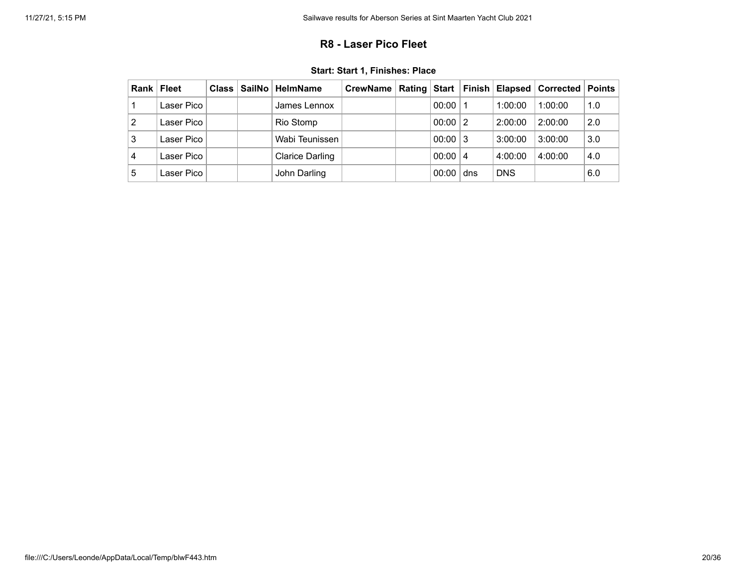## R8 - Laser Pico Fleet

### Start: Start 1, Finishes: Place

| Rank | Fleet | Class | SailNo | HelmName | CrewName | Rating | Start | Finish | Elapsed | Corrected | Points |
|---|---|---|---|---|---|---|---|---|---|---|---|
| 1 | Laser Pico | | | James Lennox | | | 00:00 | 1 | 1:00:00 | 1:00:00 | 1.0 |
| 2 | Laser Pico | | | Rio Stomp | | | 00:00 | 2 | 2:00:00 | 2:00:00 | 2.0 |
| 3 | Laser Pico | | | Wabi Teunissen | | | 00:00 | 3 | 3:00:00 | 3:00:00 | 3.0 |
| 4 | Laser Pico | | | Clarice Darling | | | 00:00 | 4 | 4:00:00 | 4:00:00 | 4.0 |
| 5 | Laser Pico | | | John Darling | | | 00:00 | dns | DNS | | 6.0 |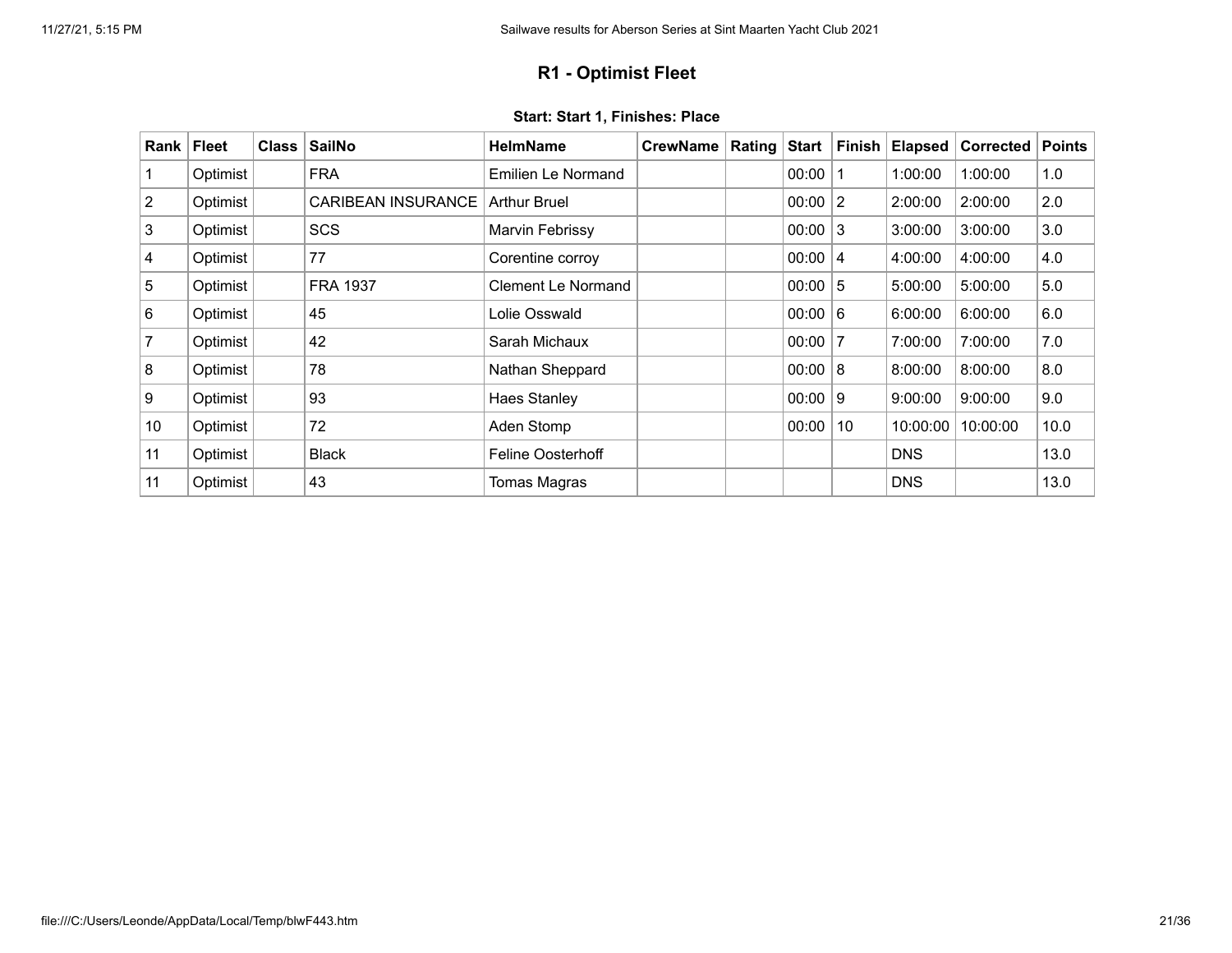## R1 - Optimist Fleet

**Start: Start 1, Finishes: Place**

| Rank | Fleet | Class | SailNo | HelmName | CrewName | Rating | Start | Finish | Elapsed | Corrected | Points |
|---|---|---|---|---|---|---|---|---|---|---|---|
| 1 | Optimist | | FRA | Emilien Le Normand | | | 00:00 | 1 | 1:00:00 | 1:00:00 | 1.0 |
| 2 | Optimist | | CARIBEAN INSURANCE | Arthur Bruel | | | 00:00 | 2 | 2:00:00 | 2:00:00 | 2.0 |
| 3 | Optimist | | SCS | Marvin Febrissy | | | 00:00 | 3 | 3:00:00 | 3:00:00 | 3.0 |
| 4 | Optimist | | 77 | Corentine corroy | | | 00:00 | 4 | 4:00:00 | 4:00:00 | 4.0 |
| 5 | Optimist | | FRA 1937 | Clement Le Normand | | | 00:00 | 5 | 5:00:00 | 5:00:00 | 5.0 |
| 6 | Optimist | | 45 | Lolie Osswald | | | 00:00 | 6 | 6:00:00 | 6:00:00 | 6.0 |
| 7 | Optimist | | 42 | Sarah Michaux | | | 00:00 | 7 | 7:00:00 | 7:00:00 | 7.0 |
| 8 | Optimist | | 78 | Nathan Sheppard | | | 00:00 | 8 | 8:00:00 | 8:00:00 | 8.0 |
| 9 | Optimist | | 93 | Haes Stanley | | | 00:00 | 9 | 9:00:00 | 9:00:00 | 9.0 |
| 10 | Optimist | | 72 | Aden Stomp | | | 00:00 | 10 | 10:00:00 | 10:00:00 | 10.0 |
| 11 | Optimist | | Black | Feline Oosterhoff | | | | | DNS | | 13.0 |
| 11 | Optimist | | 43 | Tomas Magras | | | | | DNS | | 13.0 |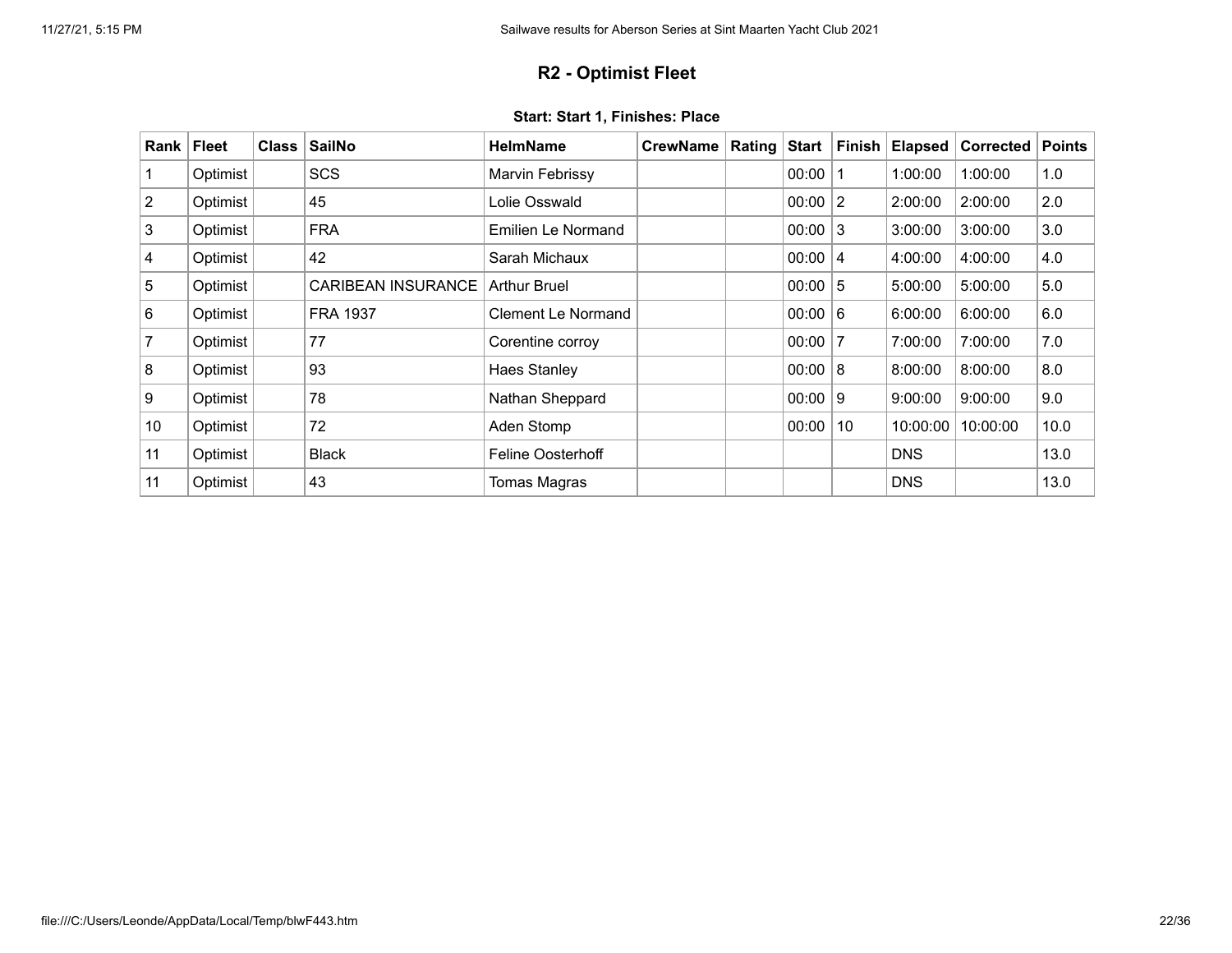## R2 - Optimist Fleet

### Start: Start 1, Finishes: Place

| Rank | Fleet | Class | SailNo | HelmName | CrewName | Rating | Start | Finish | Elapsed | Corrected | Points |
|---|---|---|---|---|---|---|---|---|---|---|---|
| 1 | Optimist | | SCS | Marvin Febrissy | | | 00:00 | 1 | 1:00:00 | 1:00:00 | 1.0 |
| 2 | Optimist | | 45 | Lolie Osswald | | | 00:00 | 2 | 2:00:00 | 2:00:00 | 2.0 |
| 3 | Optimist | | FRA | Emilien Le Normand | | | 00:00 | 3 | 3:00:00 | 3:00:00 | 3.0 |
| 4 | Optimist | | 42 | Sarah Michaux | | | 00:00 | 4 | 4:00:00 | 4:00:00 | 4.0 |
| 5 | Optimist | | CARIBEAN INSURANCE | Arthur Bruel | | | 00:00 | 5 | 5:00:00 | 5:00:00 | 5.0 |
| 6 | Optimist | | FRA 1937 | Clement Le Normand | | | 00:00 | 6 | 6:00:00 | 6:00:00 | 6.0 |
| 7 | Optimist | | 77 | Corentine corroy | | | 00:00 | 7 | 7:00:00 | 7:00:00 | 7.0 |
| 8 | Optimist | | 93 | Haes Stanley | | | 00:00 | 8 | 8:00:00 | 8:00:00 | 8.0 |
| 9 | Optimist | | 78 | Nathan Sheppard | | | 00:00 | 9 | 9:00:00 | 9:00:00 | 9.0 |
| 10 | Optimist | | 72 | Aden Stomp | | | 00:00 | 10 | 10:00:00 | 10:00:00 | 10.0 |
| 11 | Optimist | | Black | Feline Oosterhoff | | | | | DNS | | 13.0 |
| 11 | Optimist | | 43 | Tomas Magras | | | | | DNS | | 13.0 |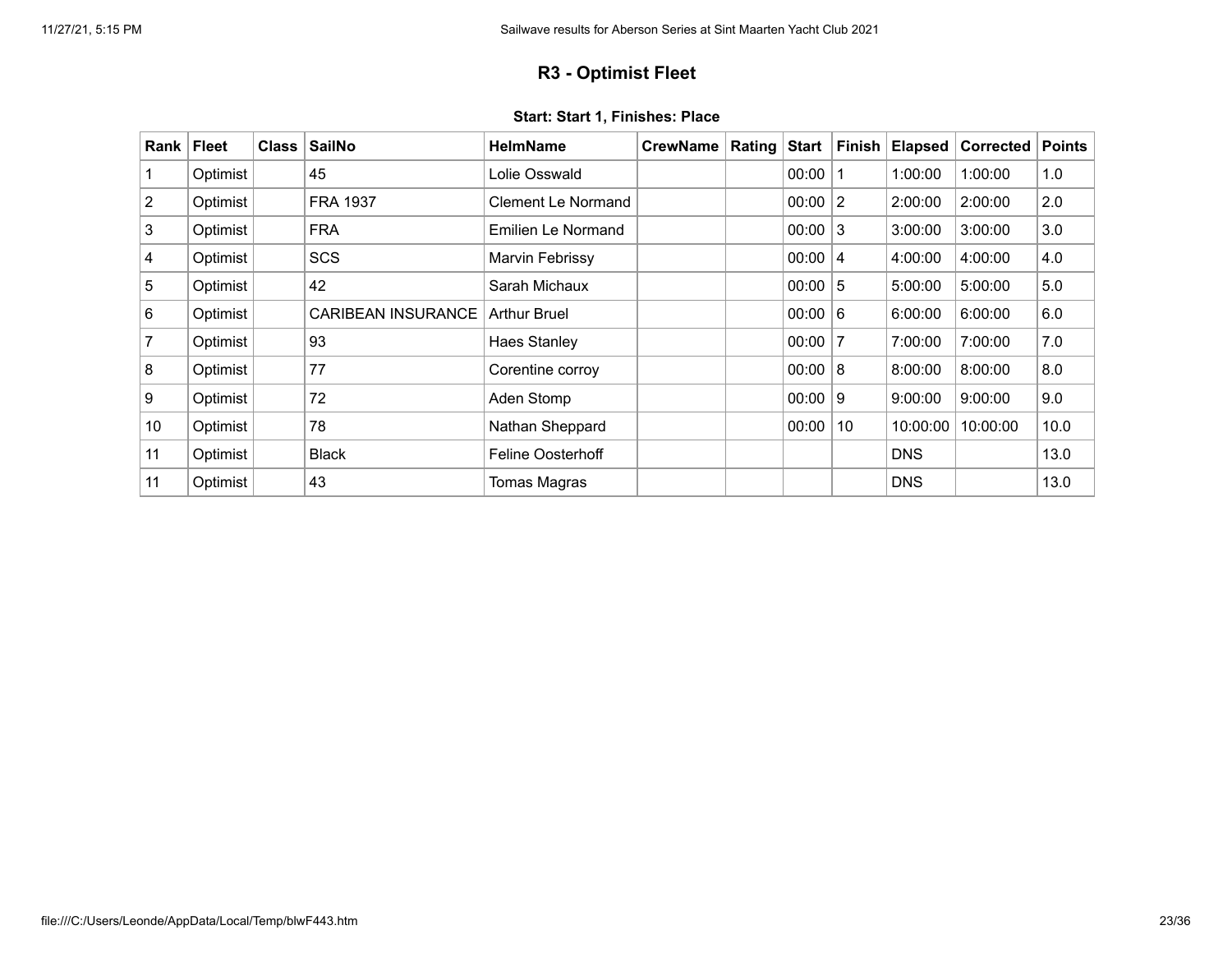## R3 - Optimist Fleet

**Start: Start 1, Finishes: Place**

| Rank | Fleet | Class | SailNo | HelmName | CrewName | Rating | Start | Finish | Elapsed | Corrected | Points |
|---|---|---|---|---|---|---|---|---|---|---|---|
| 1 | Optimist | | 45 | Lolie Osswald | | | 00:00 | 1 | 1:00:00 | 1:00:00 | 1.0 |
| 2 | Optimist | | FRA 1937 | Clement Le Normand | | | 00:00 | 2 | 2:00:00 | 2:00:00 | 2.0 |
| 3 | Optimist | | FRA | Emilien Le Normand | | | 00:00 | 3 | 3:00:00 | 3:00:00 | 3.0 |
| 4 | Optimist | | SCS | Marvin Febrissy | | | 00:00 | 4 | 4:00:00 | 4:00:00 | 4.0 |
| 5 | Optimist | | 42 | Sarah Michaux | | | 00:00 | 5 | 5:00:00 | 5:00:00 | 5.0 |
| 6 | Optimist | | CARIBEAN INSURANCE | Arthur Bruel | | | 00:00 | 6 | 6:00:00 | 6:00:00 | 6.0 |
| 7 | Optimist | | 93 | Haes Stanley | | | 00:00 | 7 | 7:00:00 | 7:00:00 | 7.0 |
| 8 | Optimist | | 77 | Corentine corroy | | | 00:00 | 8 | 8:00:00 | 8:00:00 | 8.0 |
| 9 | Optimist | | 72 | Aden Stomp | | | 00:00 | 9 | 9:00:00 | 9:00:00 | 9.0 |
| 10 | Optimist | | 78 | Nathan Sheppard | | | 00:00 | 10 | 10:00:00 | 10:00:00 | 10.0 |
| 11 | Optimist | | Black | Feline Oosterhoff | | | | | DNS | | 13.0 |
| 11 | Optimist | | 43 | Tomas Magras | | | | | DNS | | 13.0 |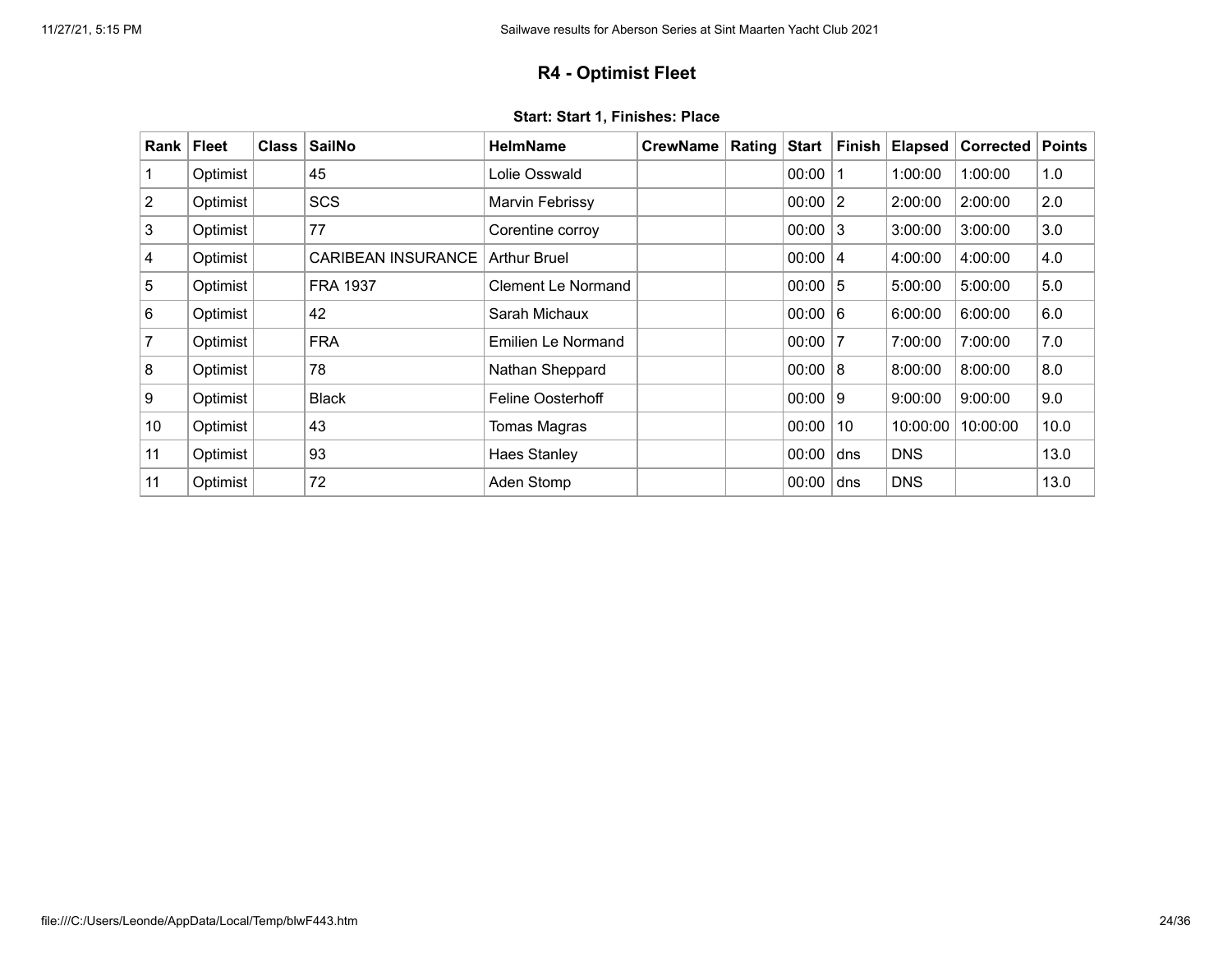## R4 - Optimist Fleet

**Start: Start 1, Finishes: Place**

| Rank | Fleet | Class | SailNo | HelmName | CrewName | Rating | Start | Finish | Elapsed | Corrected | Points |
|---|---|---|---|---|---|---|---|---|---|---|---|
| 1 | Optimist | | 45 | Lolie Osswald | | | 00:00 | 1 | 1:00:00 | 1:00:00 | 1.0 |
| 2 | Optimist | | SCS | Marvin Febrissy | | | 00:00 | 2 | 2:00:00 | 2:00:00 | 2.0 |
| 3 | Optimist | | 77 | Corentine corroy | | | 00:00 | 3 | 3:00:00 | 3:00:00 | 3.0 |
| 4 | Optimist | | CARIBEAN INSURANCE | Arthur Bruel | | | 00:00 | 4 | 4:00:00 | 4:00:00 | 4.0 |
| 5 | Optimist | | FRA 1937 | Clement Le Normand | | | 00:00 | 5 | 5:00:00 | 5:00:00 | 5.0 |
| 6 | Optimist | | 42 | Sarah Michaux | | | 00:00 | 6 | 6:00:00 | 6:00:00 | 6.0 |
| 7 | Optimist | | FRA | Emilien Le Normand | | | 00:00 | 7 | 7:00:00 | 7:00:00 | 7.0 |
| 8 | Optimist | | 78 | Nathan Sheppard | | | 00:00 | 8 | 8:00:00 | 8:00:00 | 8.0 |
| 9 | Optimist | | Black | Feline Oosterhoff | | | 00:00 | 9 | 9:00:00 | 9:00:00 | 9.0 |
| 10 | Optimist | | 43 | Tomas Magras | | | 00:00 | 10 | 10:00:00 | 10:00:00 | 10.0 |
| 11 | Optimist | | 93 | Haes Stanley | | | 00:00 | dns | DNS | | 13.0 |
| 11 | Optimist | | 72 | Aden Stomp | | | 00:00 | dns | DNS | | 13.0 |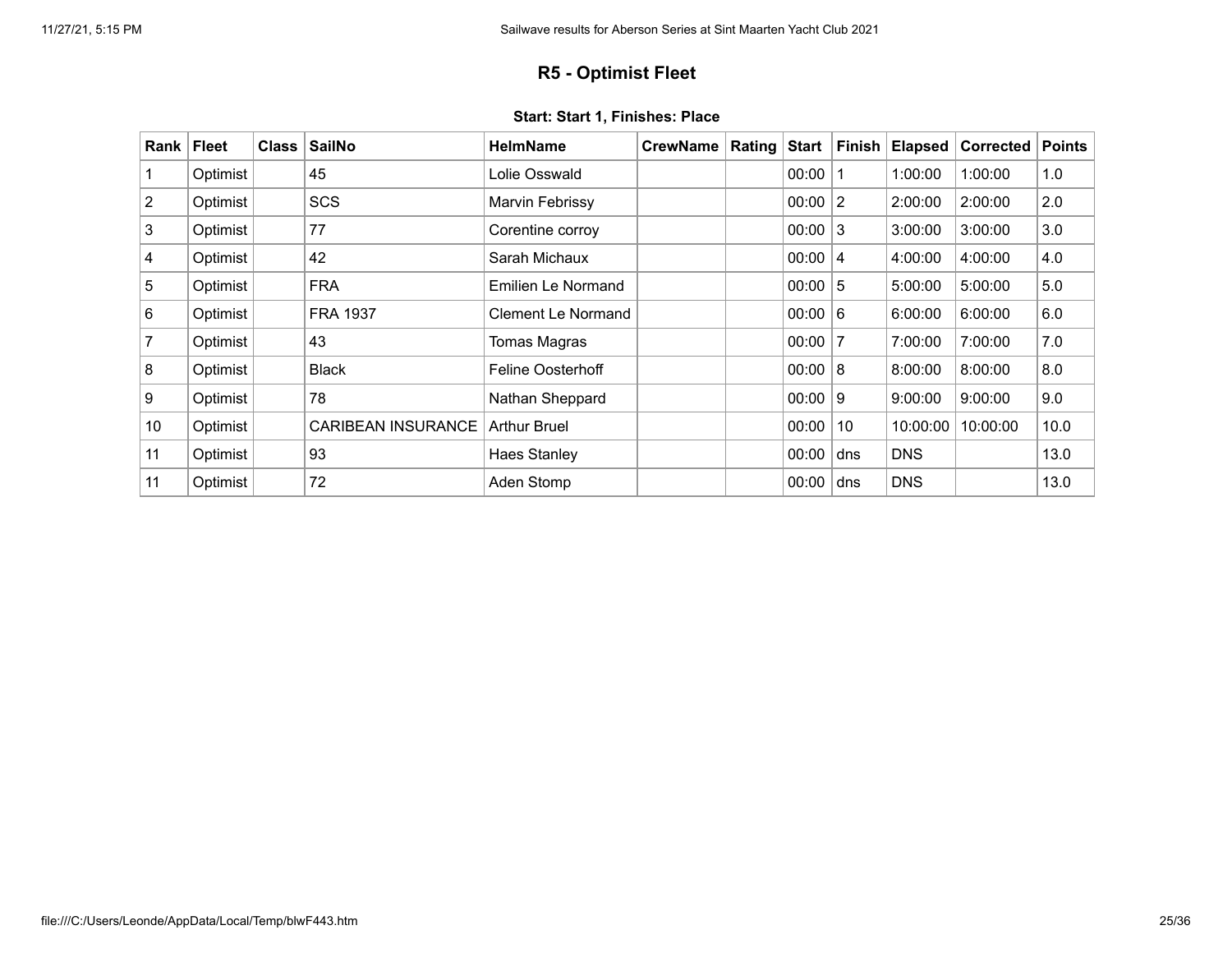## R5 - Optimist Fleet

### Start: Start 1, Finishes: Place

| Rank | Fleet | Class | SailNo | HelmName | CrewName | Rating | Start | Finish | Elapsed | Corrected | Points |
|---|---|---|---|---|---|---|---|---|---|---|---|
| 1 | Optimist | | 45 | Lolie Osswald | | | 00:00 | 1 | 1:00:00 | 1:00:00 | 1.0 |
| 2 | Optimist | | SCS | Marvin Febrissy | | | 00:00 | 2 | 2:00:00 | 2:00:00 | 2.0 |
| 3 | Optimist | | 77 | Corentine corroy | | | 00:00 | 3 | 3:00:00 | 3:00:00 | 3.0 |
| 4 | Optimist | | 42 | Sarah Michaux | | | 00:00 | 4 | 4:00:00 | 4:00:00 | 4.0 |
| 5 | Optimist | | FRA | Emilien Le Normand | | | 00:00 | 5 | 5:00:00 | 5:00:00 | 5.0 |
| 6 | Optimist | | FRA 1937 | Clement Le Normand | | | 00:00 | 6 | 6:00:00 | 6:00:00 | 6.0 |
| 7 | Optimist | | 43 | Tomas Magras | | | 00:00 | 7 | 7:00:00 | 7:00:00 | 7.0 |
| 8 | Optimist | | Black | Feline Oosterhoff | | | 00:00 | 8 | 8:00:00 | 8:00:00 | 8.0 |
| 9 | Optimist | | 78 | Nathan Sheppard | | | 00:00 | 9 | 9:00:00 | 9:00:00 | 9.0 |
| 10 | Optimist | | CARIBEAN INSURANCE | Arthur Bruel | | | 00:00 | 10 | 10:00:00 | 10:00:00 | 10.0 |
| 11 | Optimist | | 93 | Haes Stanley | | | 00:00 | dns | DNS | | 13.0 |
| 11 | Optimist | | 72 | Aden Stomp | | | 00:00 | dns | DNS | | 13.0 |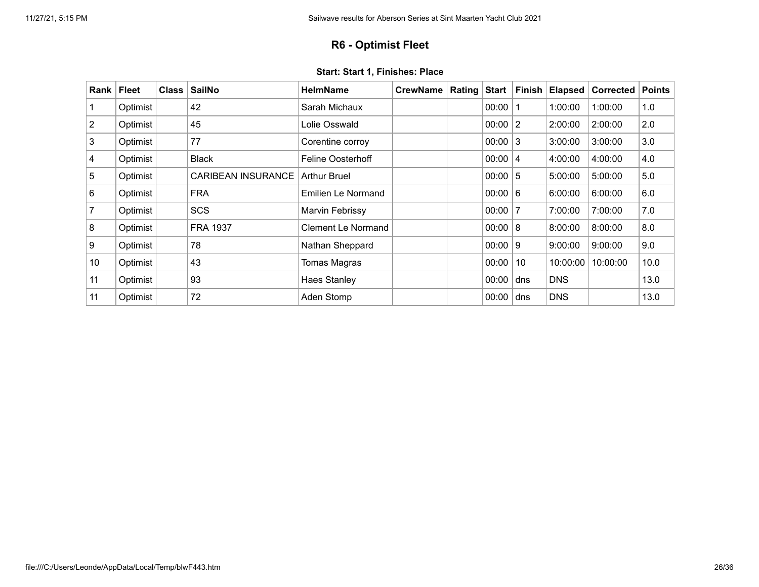## R6 - Optimist Fleet

**Start: Start 1, Finishes: Place**

| Rank | Fleet | Class | SailNo | HelmName | CrewName | Rating | Start | Finish | Elapsed | Corrected | Points |
|---|---|---|---|---|---|---|---|---|---|---|---|
| 1 | Optimist | | 42 | Sarah Michaux | | | 00:00 | 1 | 1:00:00 | 1:00:00 | 1.0 |
| 2 | Optimist | | 45 | Lolie Osswald | | | 00:00 | 2 | 2:00:00 | 2:00:00 | 2.0 |
| 3 | Optimist | | 77 | Corentine corroy | | | 00:00 | 3 | 3:00:00 | 3:00:00 | 3.0 |
| 4 | Optimist | | Black | Feline Oosterhoff | | | 00:00 | 4 | 4:00:00 | 4:00:00 | 4.0 |
| 5 | Optimist | | CARIBEAN INSURANCE | Arthur Bruel | | | 00:00 | 5 | 5:00:00 | 5:00:00 | 5.0 |
| 6 | Optimist | | FRA | Emilien Le Normand | | | 00:00 | 6 | 6:00:00 | 6:00:00 | 6.0 |
| 7 | Optimist | | SCS | Marvin Febrissy | | | 00:00 | 7 | 7:00:00 | 7:00:00 | 7.0 |
| 8 | Optimist | | FRA 1937 | Clement Le Normand | | | 00:00 | 8 | 8:00:00 | 8:00:00 | 8.0 |
| 9 | Optimist | | 78 | Nathan Sheppard | | | 00:00 | 9 | 9:00:00 | 9:00:00 | 9.0 |
| 10 | Optimist | | 43 | Tomas Magras | | | 00:00 | 10 | 10:00:00 | 10:00:00 | 10.0 |
| 11 | Optimist | | 93 | Haes Stanley | | | 00:00 | dns | DNS | | 13.0 |
| 11 | Optimist | | 72 | Aden Stomp | | | 00:00 | dns | DNS | | 13.0 |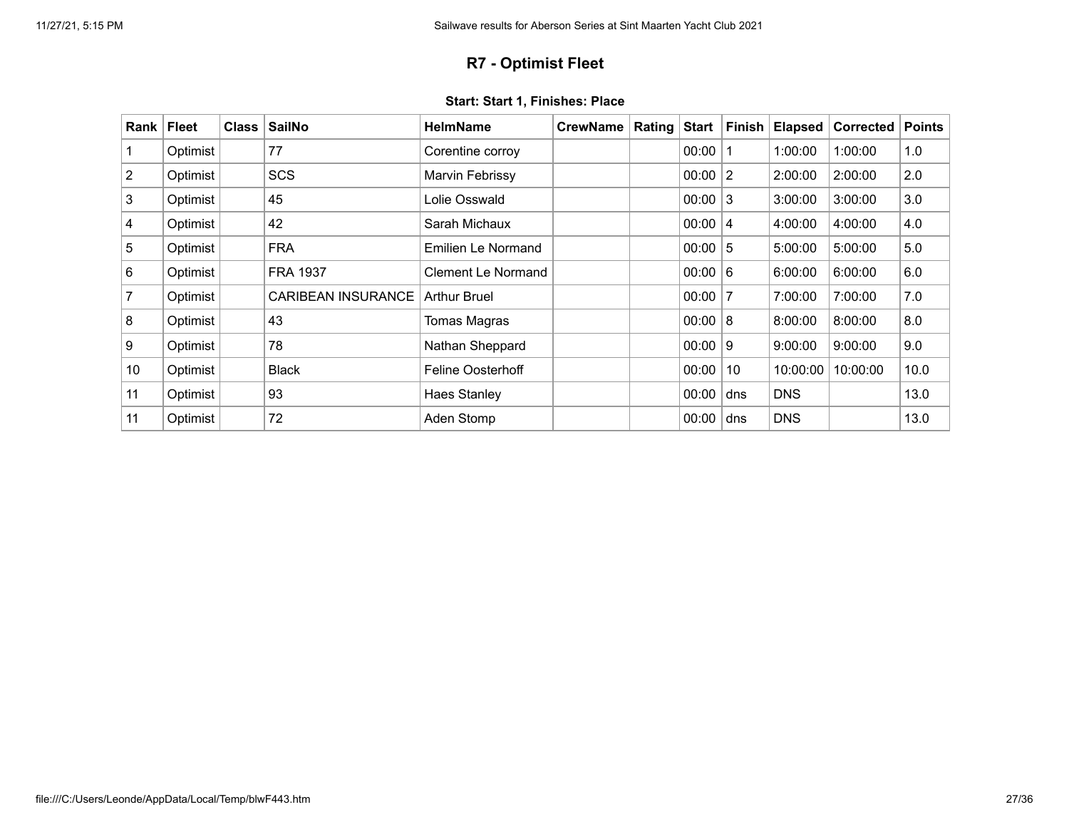## R7 - Optimist Fleet

### Start: Start 1, Finishes: Place

| Rank | Fleet | Class | SailNo | HelmName | CrewName | Rating | Start | Finish | Elapsed | Corrected | Points |
|---|---|---|---|---|---|---|---|---|---|---|---|
| 1 | Optimist | | 77 | Corentine corroy | | | 00:00 | 1 | 1:00:00 | 1:00:00 | 1.0 |
| 2 | Optimist | | SCS | Marvin Febrissy | | | 00:00 | 2 | 2:00:00 | 2:00:00 | 2.0 |
| 3 | Optimist | | 45 | Lolie Osswald | | | 00:00 | 3 | 3:00:00 | 3:00:00 | 3.0 |
| 4 | Optimist | | 42 | Sarah Michaux | | | 00:00 | 4 | 4:00:00 | 4:00:00 | 4.0 |
| 5 | Optimist | | FRA | Emilien Le Normand | | | 00:00 | 5 | 5:00:00 | 5:00:00 | 5.0 |
| 6 | Optimist | | FRA 1937 | Clement Le Normand | | | 00:00 | 6 | 6:00:00 | 6:00:00 | 6.0 |
| 7 | Optimist | | CARIBEAN INSURANCE | Arthur Bruel | | | 00:00 | 7 | 7:00:00 | 7:00:00 | 7.0 |
| 8 | Optimist | | 43 | Tomas Magras | | | 00:00 | 8 | 8:00:00 | 8:00:00 | 8.0 |
| 9 | Optimist | | 78 | Nathan Sheppard | | | 00:00 | 9 | 9:00:00 | 9:00:00 | 9.0 |
| 10 | Optimist | | Black | Feline Oosterhoff | | | 00:00 | 10 | 10:00:00 | 10:00:00 | 10.0 |
| 11 | Optimist | | 93 | Haes Stanley | | | 00:00 | dns | DNS | | 13.0 |
| 11 | Optimist | | 72 | Aden Stomp | | | 00:00 | dns | DNS | | 13.0 |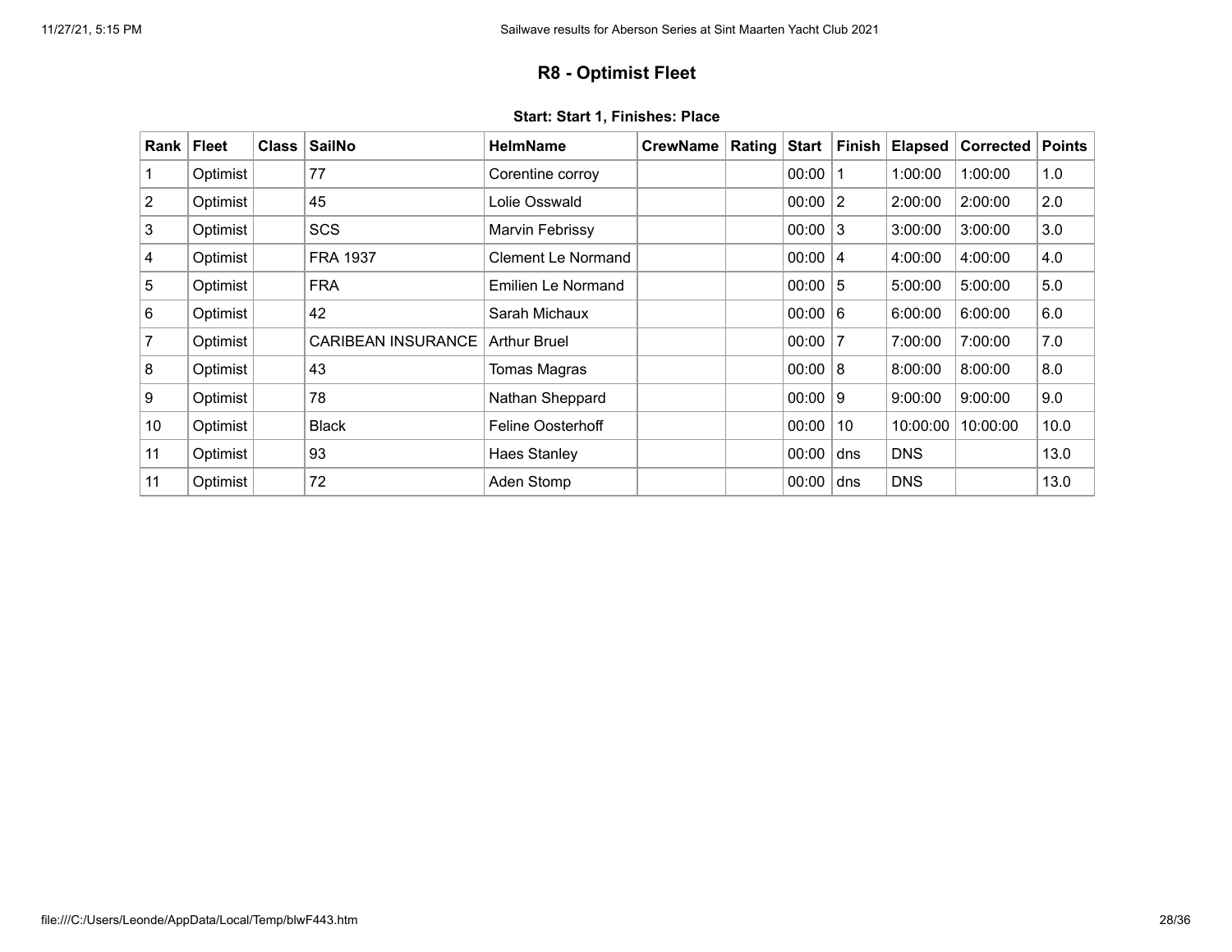# R8 - Optimist Fleet

**Start: Start 1, Finishes: Place**

| Rank | Fleet | Class | SailNo | HelmName | CrewName | Rating | Start | Finish | Elapsed | Corrected | Points |
|---|---|---|---|---|---|---|---|---|---|---|---|
| 1 | Optimist | | 77 | Corentine corroy | | | 00:00 | 1 | 1:00:00 | 1:00:00 | 1.0 |
| 2 | Optimist | | 45 | Lolie Osswald | | | 00:00 | 2 | 2:00:00 | 2:00:00 | 2.0 |
| 3 | Optimist | | SCS | Marvin Febrissy | | | 00:00 | 3 | 3:00:00 | 3:00:00 | 3.0 |
| 4 | Optimist | | FRA 1937 | Clement Le Normand | | | 00:00 | 4 | 4:00:00 | 4:00:00 | 4.0 |
| 5 | Optimist | | FRA | Emilien Le Normand | | | 00:00 | 5 | 5:00:00 | 5:00:00 | 5.0 |
| 6 | Optimist | | 42 | Sarah Michaux | | | 00:00 | 6 | 6:00:00 | 6:00:00 | 6.0 |
| 7 | Optimist | | CARIBEAN INSURANCE | Arthur Bruel | | | 00:00 | 7 | 7:00:00 | 7:00:00 | 7.0 |
| 8 | Optimist | | 43 | Tomas Magras | | | 00:00 | 8 | 8:00:00 | 8:00:00 | 8.0 |
| 9 | Optimist | | 78 | Nathan Sheppard | | | 00:00 | 9 | 9:00:00 | 9:00:00 | 9.0 |
| 10 | Optimist | | Black | Feline Oosterhoff | | | 00:00 | 10 | 10:00:00 | 10:00:00 | 10.0 |
| 11 | Optimist | | 93 | Haes Stanley | | | 00:00 | dns | DNS | | 13.0 |
| 11 | Optimist | | 72 | Aden Stomp | | | 00:00 | dns | DNS | | 13.0 |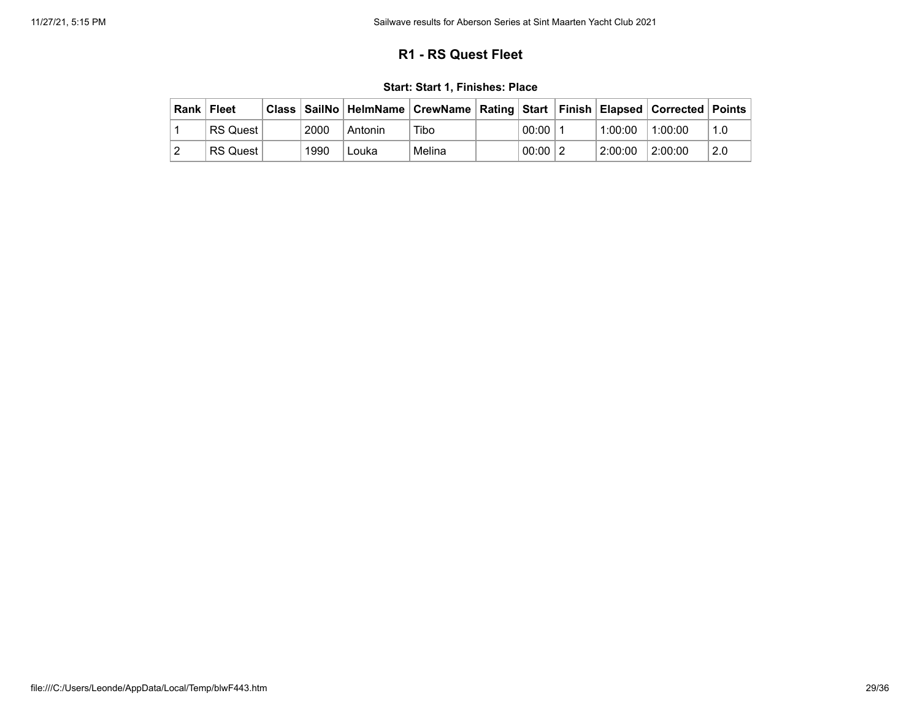## R1 - RS Quest Fleet

### Start: Start 1, Finishes: Place

| Rank | Fleet | Class | SailNo | HelmName | CrewName | Rating | Start | Finish | Elapsed | Corrected | Points |
|---|---|---|---|---|---|---|---|---|---|---|---|
| 1 | RS Quest | | 2000 | Antonin | Tibo | | 00:00 | 1 | 1:00:00 | 1:00:00 | 1.0 |
| 2 | RS Quest | | 1990 | Louka | Melina | | 00:00 | 2 | 2:00:00 | 2:00:00 | 2.0 |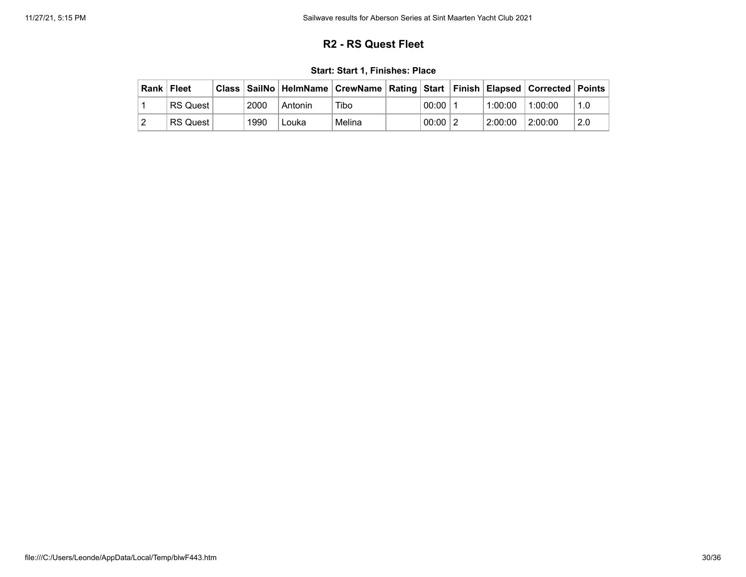## R2 - RS Quest Fleet

### Start: Start 1, Finishes: Place

| Rank | Fleet | Class | SailNo | HelmName | CrewName | Rating | Start | Finish | Elapsed | Corrected | Points |
|---|---|---|---|---|---|---|---|---|---|---|---|
| 1 | RS Quest | | 2000 | Antonin | Tibo | | 00:00 | 1 | 1:00:00 | 1:00:00 | 1.0 |
| 2 | RS Quest | | 1990 | Louka | Melina | | 00:00 | 2 | 2:00:00 | 2:00:00 | 2.0 |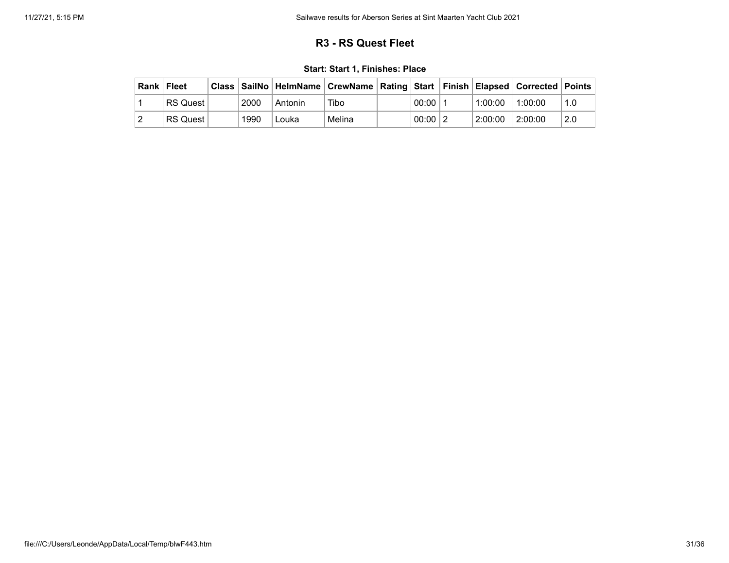## R3 - RS Quest Fleet

### Start: Start 1, Finishes: Place

| Rank | Fleet | Class | SailNo | HelmName | CrewName | Rating | Start | Finish | Elapsed | Corrected | Points |
|---|---|---|---|---|---|---|---|---|---|---|---|
| 1 | RS Quest | | 2000 | Antonin | Tibo | | 00:00 | 1 | 1:00:00 | 1:00:00 | 1.0 |
| 2 | RS Quest | | 1990 | Louka | Melina | | 00:00 | 2 | 2:00:00 | 2:00:00 | 2.0 |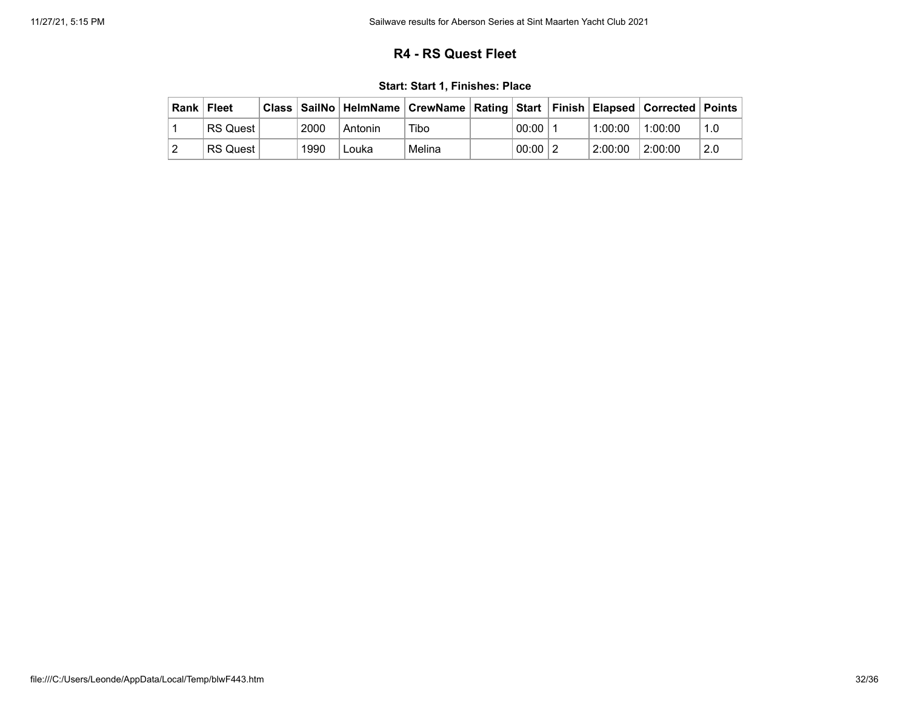## R4 - RS Quest Fleet

### Start: Start 1, Finishes: Place

| Rank | Fleet | Class | SailNo | HelmName | CrewName | Rating | Start | Finish | Elapsed | Corrected | Points |
|---|---|---|---|---|---|---|---|---|---|---|---|
| 1 | RS Quest | | 2000 | Antonin | Tibo | | 00:00 | 1 | 1:00:00 | 1:00:00 | 1.0 |
| 2 | RS Quest | | 1990 | Louka | Melina | | 00:00 | 2 | 2:00:00 | 2:00:00 | 2.0 |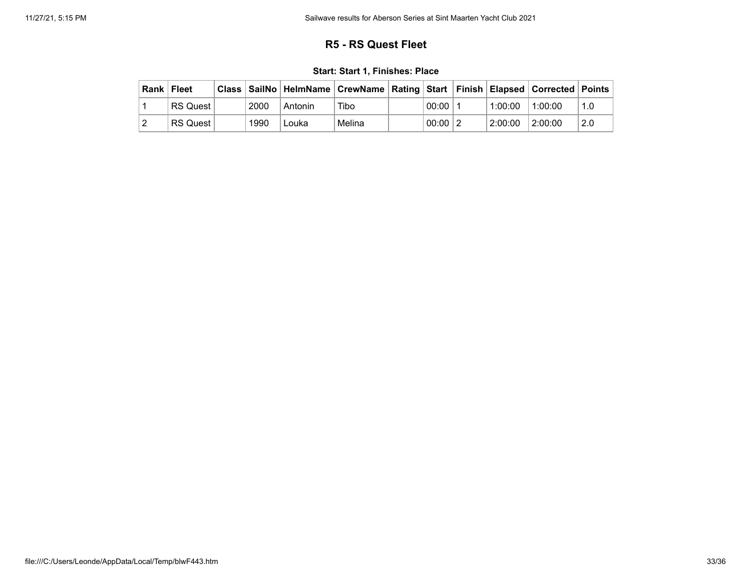## R5 - RS Quest Fleet

### Start: Start 1, Finishes: Place

| Rank | Fleet | Class | SailNo | HelmName | CrewName | Rating | Start | Finish | Elapsed | Corrected | Points |
|---|---|---|---|---|---|---|---|---|---|---|---|
| 1 | RS Quest | | 2000 | Antonin | Tibo | | 00:00 | 1 | 1:00:00 | 1:00:00 | 1.0 |
| 2 | RS Quest | | 1990 | Louka | Melina | | 00:00 | 2 | 2:00:00 | 2:00:00 | 2.0 |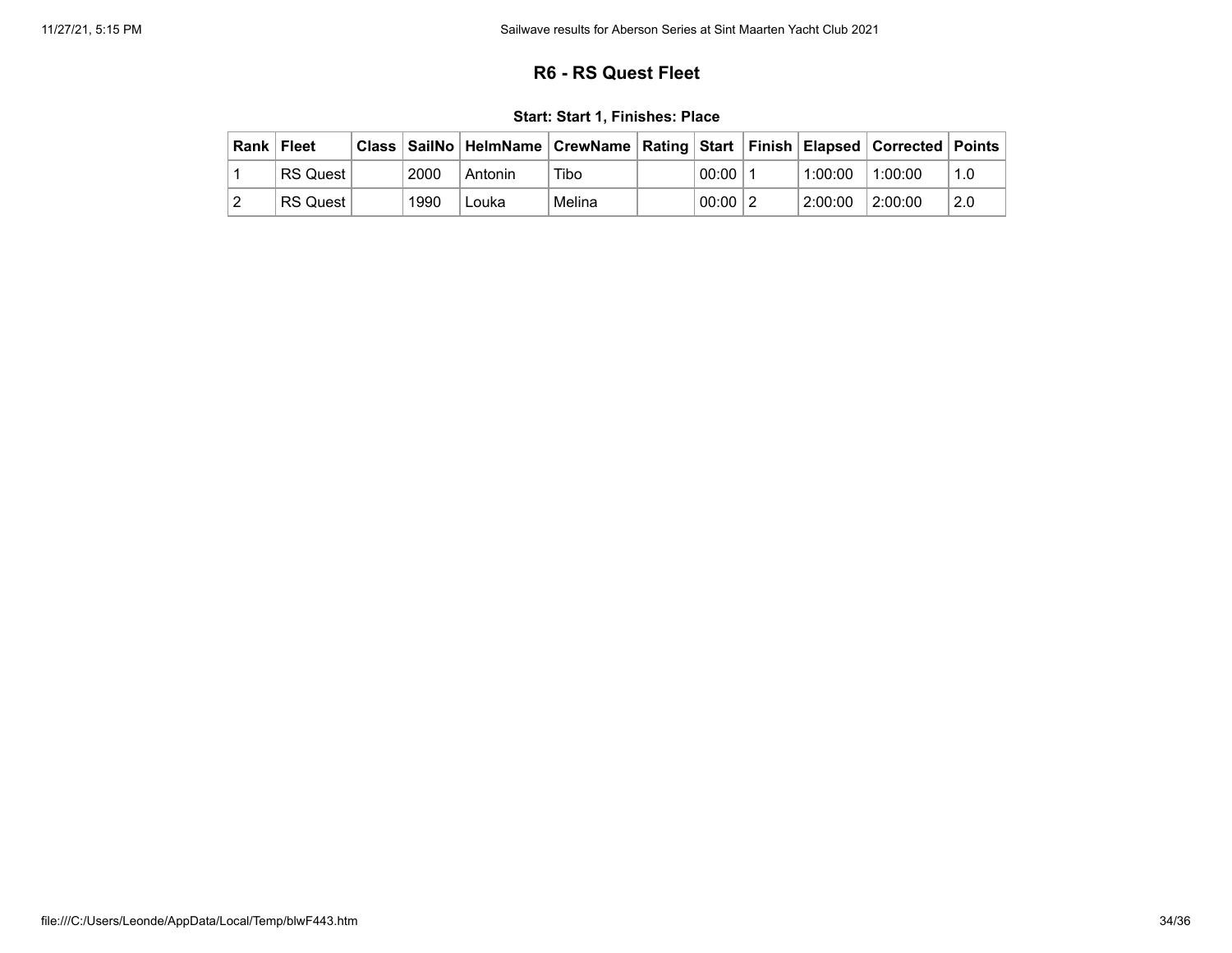## R6 - RS Quest Fleet

### Start: Start 1, Finishes: Place

| Rank | Fleet | Class | SailNo | HelmName | CrewName | Rating | Start | Finish | Elapsed | Corrected | Points |
|---|---|---|---|---|---|---|---|---|---|---|---|
| 1 | RS Quest | | 2000 | Antonin | Tibo | | 00:00 | 1 | 1:00:00 | 1:00:00 | 1.0 |
| 2 | RS Quest | | 1990 | Louka | Melina | | 00:00 | 2 | 2:00:00 | 2:00:00 | 2.0 |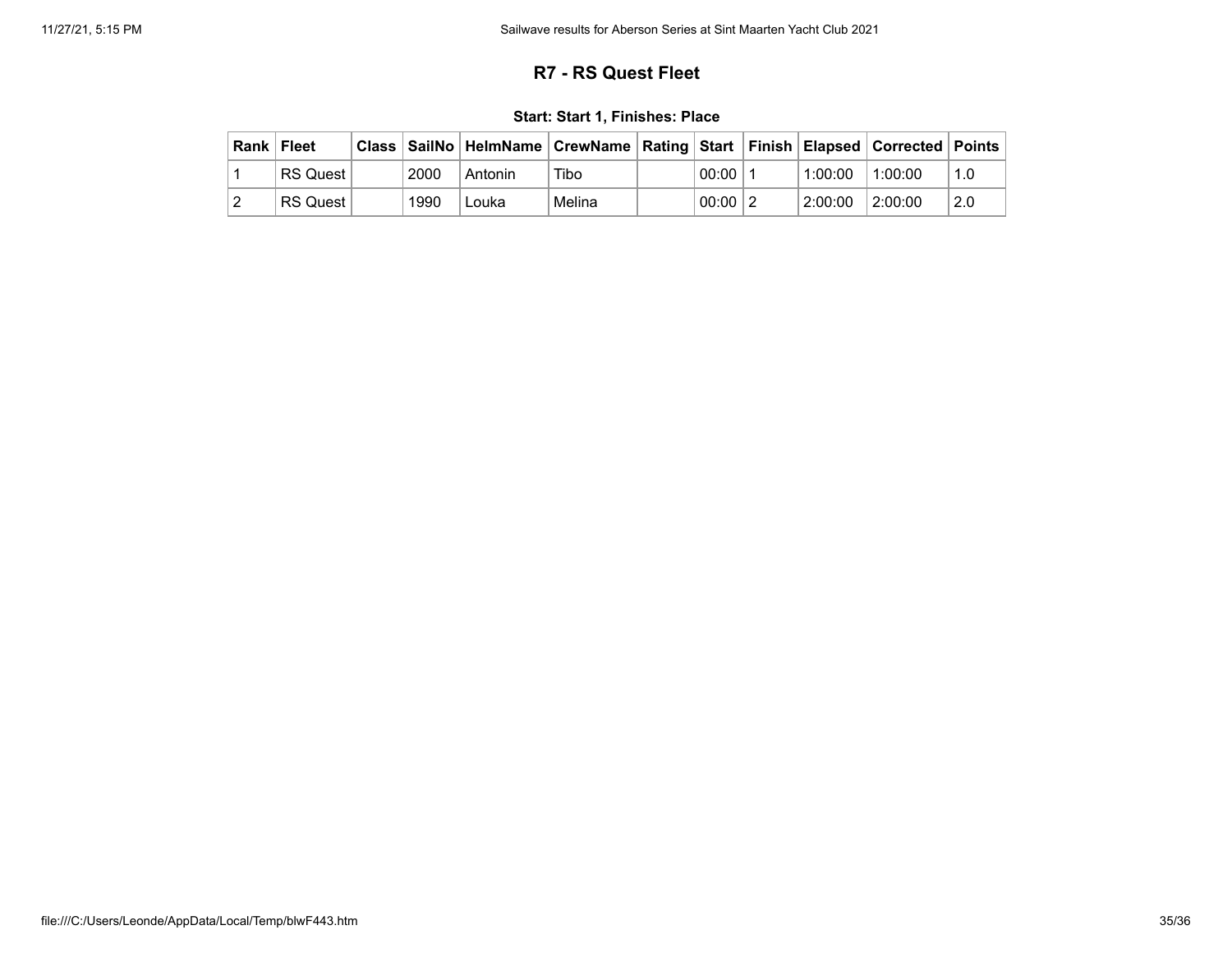## R7 - RS Quest Fleet

### Start: Start 1, Finishes: Place

| Rank | Fleet | Class | SailNo | HelmName | CrewName | Rating | Start | Finish | Elapsed | Corrected | Points |
|---|---|---|---|---|---|---|---|---|---|---|---|
| 1 | RS Quest | | 2000 | Antonin | Tibo | | 00:00 | 1 | 1:00:00 | 1:00:00 | 1.0 |
| 2 | RS Quest | | 1990 | Louka | Melina | | 00:00 | 2 | 2:00:00 | 2:00:00 | 2.0 |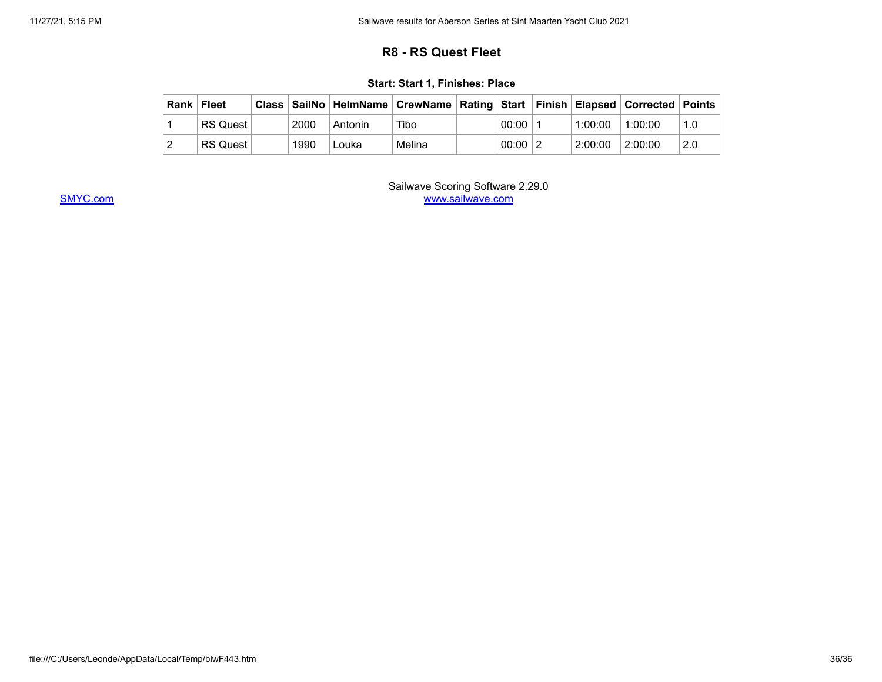## R8 - RS Quest Fleet

**Start: Start 1, Finishes: Place**

| Rank | Fleet | Class | SailNo | HelmName | CrewName | Rating | Start | Finish | Elapsed | Corrected | Points |
|---|---|---|---|---|---|---|---|---|---|---|---|
| 1 | RS Quest | | 2000 | Antonin | Tibo | | 00:00 | 1 | 1:00:00 | 1:00:00 | 1.0 |
| 2 | RS Quest | | 1990 | Louka | Melina | | 00:00 | 2 | 2:00:00 | 2:00:00 | 2.0 |

SMYC.com

Sailwave Scoring Software 2.29.0
www.sailwave.com